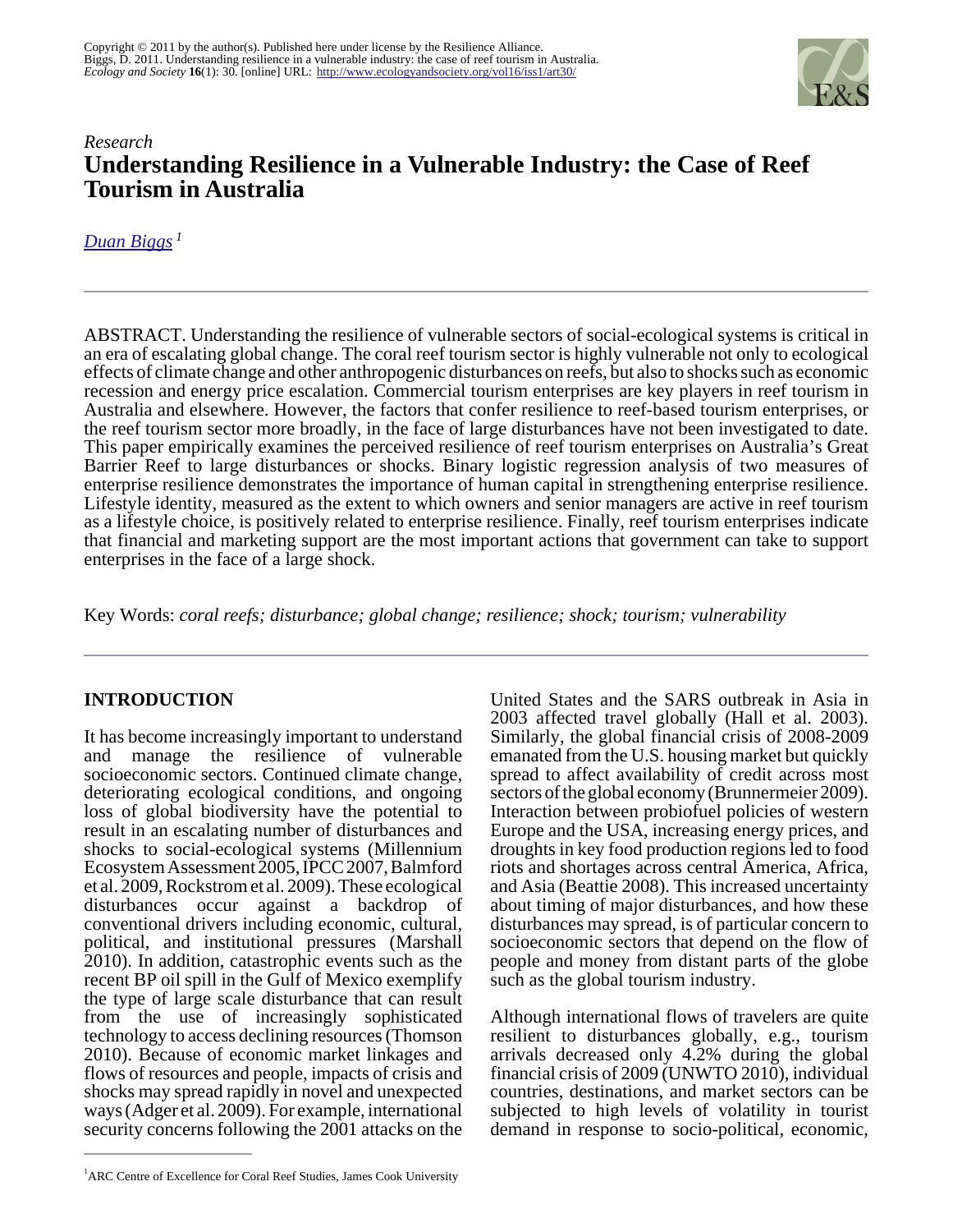Copyright © 2011 by the author(s). Published here under license by the Resilience Alliance.
Biggs, D. 2011. Understanding resilience in a vulnerable industry: the case of reef tourism in Australia. *Ecology and Society* **16**(1): 30. [online] URL: http://www.ecologyandsociety.org/vol16/iss1/art30/

*Research*

# Understanding Resilience in a Vulnerable Industry: the Case of Reef Tourism in Australia

Duan Biggs [1]

ABSTRACT. Understanding the resilience of vulnerable sectors of social-ecological systems is critical in an era of escalating global change. The coral reef tourism sector is highly vulnerable not only to ecological effects of climate change and other anthropogenic disturbances on reefs, but also to shocks such as economic recession and energy price escalation. Commercial tourism enterprises are key players in reef tourism in Australia and elsewhere. However, the factors that confer resilience to reef-based tourism enterprises, or the reef tourism sector more broadly, in the face of large disturbances have not been investigated to date. This paper empirically examines the perceived resilience of reef tourism enterprises on Australia's Great Barrier Reef to large disturbances or shocks. Binary logistic regression analysis of two measures of enterprise resilience demonstrates the importance of human capital in strengthening enterprise resilience. Lifestyle identity, measured as the extent to which owners and senior managers are active in reef tourism as a lifestyle choice, is positively related to enterprise resilience. Finally, reef tourism enterprises indicate that financial and marketing support are the most important actions that government can take to support enterprises in the face of a large shock.

Key Words: *coral reefs; disturbance; global change; resilience; shock; tourism; vulnerability*

## INTRODUCTION

It has become increasingly important to understand and manage the resilience of vulnerable socioeconomic sectors. Continued climate change, deteriorating ecological conditions, and ongoing loss of global biodiversity have the potential to result in an escalating number of disturbances and shocks to social-ecological systems (Millennium Ecosystem Assessment 2005, IPCC 2007, Balmford et al. 2009, Rockstrom et al. 2009). These ecological disturbances occur against a backdrop of conventional drivers including economic, cultural, political, and institutional pressures (Marshall 2010). In addition, catastrophic events such as the recent BP oil spill in the Gulf of Mexico exemplify the type of large scale disturbance that can result from the use of increasingly sophisticated technology to access declining resources (Thomson 2010). Because of economic market linkages and flows of resources and people, impacts of crisis and shocks may spread rapidly in novel and unexpected ways (Adger et al. 2009). For example, international security concerns following the 2001 attacks on the United States and the SARS outbreak in Asia in 2003 affected travel globally (Hall et al. 2003). Similarly, the global financial crisis of 2008-2009 emanated from the U.S. housing market but quickly spread to affect availability of credit across most sectors of the global economy (Brunnermeier 2009). Interaction between probiofuel policies of western Europe and the USA, increasing energy prices, and droughts in key food production regions led to food riots and shortages across central America, Africa, and Asia (Beattie 2008). This increased uncertainty about timing of major disturbances, and how these disturbances may spread, is of particular concern to socioeconomic sectors that depend on the flow of people and money from distant parts of the globe such as the global tourism industry.

Although international flows of travelers are quite resilient to disturbances globally, e.g., tourism arrivals decreased only 4.2% during the global financial crisis of 2009 (UNWTO 2010), individual countries, destinations, and market sectors can be subjected to high levels of volatility in tourist demand in response to socio-political, economic,

[1] ARC Centre of Excellence for Coral Reef Studies, James Cook University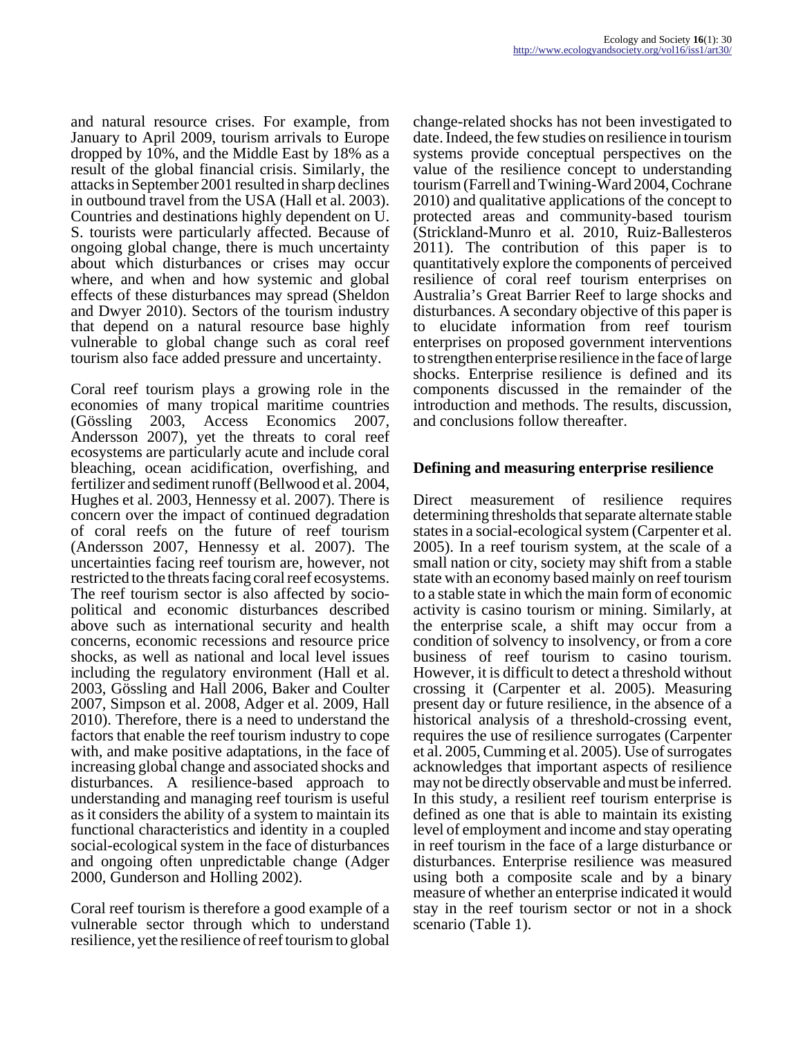and natural resource crises. For example, from January to April 2009, tourism arrivals to Europe dropped by 10%, and the Middle East by 18% as a result of the global financial crisis. Similarly, the attacks in September 2001 resulted in sharp declines in outbound travel from the USA (Hall et al. 2003). Countries and destinations highly dependent on U. S. tourists were particularly affected. Because of ongoing global change, there is much uncertainty about which disturbances or crises may occur where, and when and how systemic and global effects of these disturbances may spread (Sheldon and Dwyer 2010). Sectors of the tourism industry that depend on a natural resource base highly vulnerable to global change such as coral reef tourism also face added pressure and uncertainty.

Coral reef tourism plays a growing role in the economies of many tropical maritime countries (Gössling 2003, Access Economics 2007, Andersson 2007), yet the threats to coral reef ecosystems are particularly acute and include coral bleaching, ocean acidification, overfishing, and fertilizer and sediment runoff (Bellwood et al. 2004, Hughes et al. 2003, Hennessy et al. 2007). There is concern over the impact of continued degradation of coral reefs on the future of reef tourism (Andersson 2007, Hennessy et al. 2007). The uncertainties facing reef tourism are, however, not restricted to the threats facing coral reef ecosystems. The reef tourism sector is also affected by socio-political and economic disturbances described above such as international security and health concerns, economic recessions and resource price shocks, as well as national and local level issues including the regulatory environment (Hall et al. 2003, Gössling and Hall 2006, Baker and Coulter 2007, Simpson et al. 2008, Adger et al. 2009, Hall 2010). Therefore, there is a need to understand the factors that enable the reef tourism industry to cope with, and make positive adaptations, in the face of increasing global change and associated shocks and disturbances. A resilience-based approach to understanding and managing reef tourism is useful as it considers the ability of a system to maintain its functional characteristics and identity in a coupled social-ecological system in the face of disturbances and ongoing often unpredictable change (Adger 2000, Gunderson and Holling 2002).

Coral reef tourism is therefore a good example of a vulnerable sector through which to understand resilience, yet the resilience of reef tourism to global change-related shocks has not been investigated to date. Indeed, the few studies on resilience in tourism systems provide conceptual perspectives on the value of the resilience concept to understanding tourism (Farrell and Twining-Ward 2004, Cochrane 2010) and qualitative applications of the concept to protected areas and community-based tourism (Strickland-Munro et al. 2010, Ruiz-Ballesteros 2011). The contribution of this paper is to quantitatively explore the components of perceived resilience of coral reef tourism enterprises on Australia's Great Barrier Reef to large shocks and disturbances. A secondary objective of this paper is to elucidate information from reef tourism enterprises on proposed government interventions to strengthen enterprise resilience in the face of large shocks. Enterprise resilience is defined and its components discussed in the remainder of the introduction and methods. The results, discussion, and conclusions follow thereafter.

## Defining and measuring enterprise resilience

Direct measurement of resilience requires determining thresholds that separate alternate stable states in a social-ecological system (Carpenter et al. 2005). In a reef tourism system, at the scale of a small nation or city, society may shift from a stable state with an economy based mainly on reef tourism to a stable state in which the main form of economic activity is casino tourism or mining. Similarly, at the enterprise scale, a shift may occur from a condition of solvency to insolvency, or from a core business of reef tourism to casino tourism. However, it is difficult to detect a threshold without crossing it (Carpenter et al. 2005). Measuring present day or future resilience, in the absence of a historical analysis of a threshold-crossing event, requires the use of resilience surrogates (Carpenter et al. 2005, Cumming et al. 2005). Use of surrogates acknowledges that important aspects of resilience may not be directly observable and must be inferred. In this study, a resilient reef tourism enterprise is defined as one that is able to maintain its existing level of employment and income and stay operating in reef tourism in the face of a large disturbance or disturbances. Enterprise resilience was measured using both a composite scale and by a binary measure of whether an enterprise indicated it would stay in the reef tourism sector or not in a shock scenario (Table 1).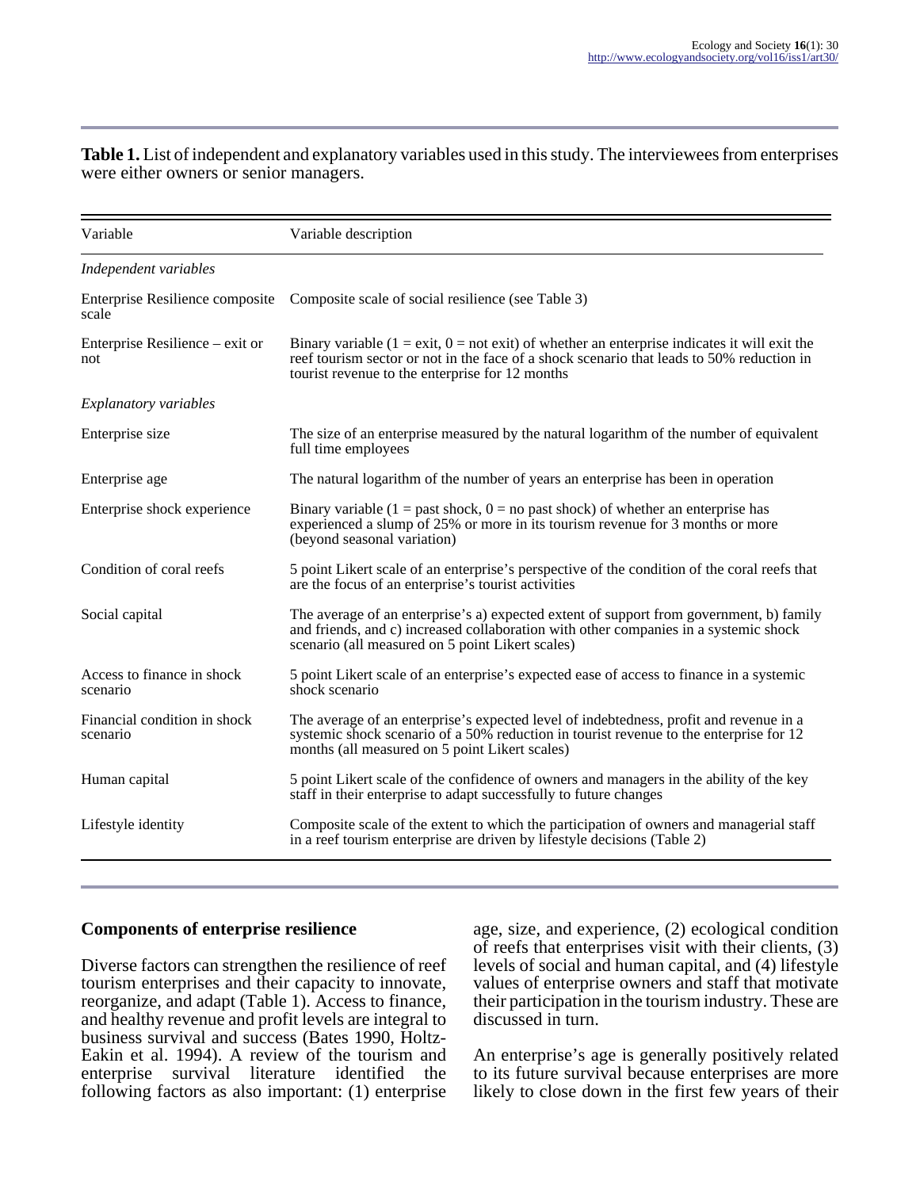**Table 1.** List of independent and explanatory variables used in this study. The interviewees from enterprises were either owners or senior managers.

| Variable | Variable description |
|---|---|
| *Independent variables* | |
| Enterprise Resilience composite scale | Composite scale of social resilience (see Table 3) |
| Enterprise Resilience – exit or not | Binary variable (1 = exit, 0 = not exit) of whether an enterprise indicates it will exit the reef tourism sector or not in the face of a shock scenario that leads to 50% reduction in tourist revenue to the enterprise for 12 months |
| *Explanatory variables* | |
| Enterprise size | The size of an enterprise measured by the natural logarithm of the number of equivalent full time employees |
| Enterprise age | The natural logarithm of the number of years an enterprise has been in operation |
| Enterprise shock experience | Binary variable (1 = past shock, 0 = no past shock) of whether an enterprise has experienced a slump of 25% or more in its tourism revenue for 3 months or more (beyond seasonal variation) |
| Condition of coral reefs | 5 point Likert scale of an enterprise's perspective of the condition of the coral reefs that are the focus of an enterprise's tourist activities |
| Social capital | The average of an enterprise's a) expected extent of support from government, b) family and friends, and c) increased collaboration with other companies in a systemic shock scenario (all measured on 5 point Likert scales) |
| Access to finance in shock scenario | 5 point Likert scale of an enterprise's expected ease of access to finance in a systemic shock scenario |
| Financial condition in shock scenario | The average of an enterprise's expected level of indebtedness, profit and revenue in a systemic shock scenario of a 50% reduction in tourist revenue to the enterprise for 12 months (all measured on 5 point Likert scales) |
| Human capital | 5 point Likert scale of the confidence of owners and managers in the ability of the key staff in their enterprise to adapt successfully to future changes |
| Lifestyle identity | Composite scale of the extent to which the participation of owners and managerial staff in a reef tourism enterprise are driven by lifestyle decisions (Table 2) |

## Components of enterprise resilience

Diverse factors can strengthen the resilience of reef tourism enterprises and their capacity to innovate, reorganize, and adapt (Table 1). Access to finance, and healthy revenue and profit levels are integral to business survival and success (Bates 1990, Holtz-Eakin et al. 1994). A review of the tourism and enterprise survival literature identified the following factors as also important: (1) enterprise age, size, and experience, (2) ecological condition of reefs that enterprises visit with their clients, (3) levels of social and human capital, and (4) lifestyle values of enterprise owners and staff that motivate their participation in the tourism industry. These are discussed in turn.

An enterprise's age is generally positively related to its future survival because enterprises are more likely to close down in the first few years of their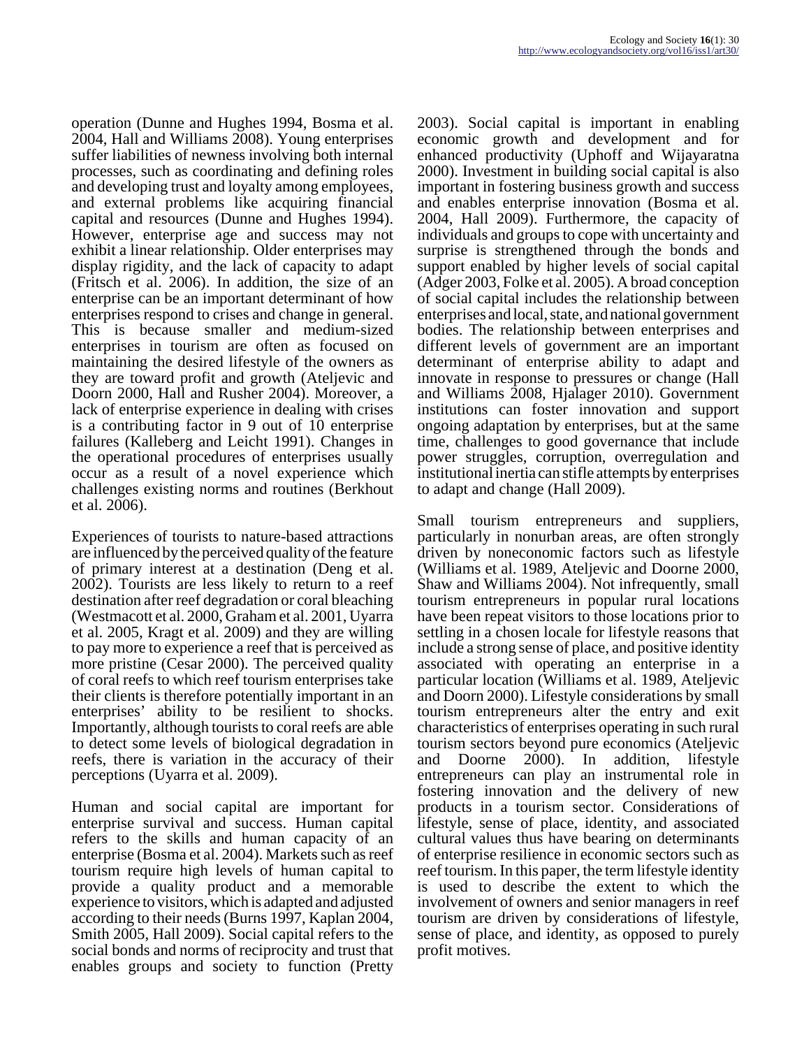operation (Dunne and Hughes 1994, Bosma et al. 2004, Hall and Williams 2008). Young enterprises suffer liabilities of newness involving both internal processes, such as coordinating and defining roles and developing trust and loyalty among employees, and external problems like acquiring financial capital and resources (Dunne and Hughes 1994). However, enterprise age and success may not exhibit a linear relationship. Older enterprises may display rigidity, and the lack of capacity to adapt (Fritsch et al. 2006). In addition, the size of an enterprise can be an important determinant of how enterprises respond to crises and change in general. This is because smaller and medium-sized enterprises in tourism are often as focused on maintaining the desired lifestyle of the owners as they are toward profit and growth (Ateljevic and Doorn 2000, Hall and Rusher 2004). Moreover, a lack of enterprise experience in dealing with crises is a contributing factor in 9 out of 10 enterprise failures (Kalleberg and Leicht 1991). Changes in the operational procedures of enterprises usually occur as a result of a novel experience which challenges existing norms and routines (Berkhout et al. 2006).

Experiences of tourists to nature-based attractions are influenced by the perceived quality of the feature of primary interest at a destination (Deng et al. 2002). Tourists are less likely to return to a reef destination after reef degradation or coral bleaching (Westmacott et al. 2000, Graham et al. 2001, Uyarra et al. 2005, Kragt et al. 2009) and they are willing to pay more to experience a reef that is perceived as more pristine (Cesar 2000). The perceived quality of coral reefs to which reef tourism enterprises take their clients is therefore potentially important in an enterprises' ability to be resilient to shocks. Importantly, although tourists to coral reefs are able to detect some levels of biological degradation in reefs, there is variation in the accuracy of their perceptions (Uyarra et al. 2009).

Human and social capital are important for enterprise survival and success. Human capital refers to the skills and human capacity of an enterprise (Bosma et al. 2004). Markets such as reef tourism require high levels of human capital to provide a quality product and a memorable experience to visitors, which is adapted and adjusted according to their needs (Burns 1997, Kaplan 2004, Smith 2005, Hall 2009). Social capital refers to the social bonds and norms of reciprocity and trust that enables groups and society to function (Pretty 2003). Social capital is important in enabling economic growth and development and for enhanced productivity (Uphoff and Wijayaratna 2000). Investment in building social capital is also important in fostering business growth and success and enables enterprise innovation (Bosma et al. 2004, Hall 2009). Furthermore, the capacity of individuals and groups to cope with uncertainty and surprise is strengthened through the bonds and support enabled by higher levels of social capital (Adger 2003, Folke et al. 2005). A broad conception of social capital includes the relationship between enterprises and local, state, and national government bodies. The relationship between enterprises and different levels of government are an important determinant of enterprise ability to adapt and innovate in response to pressures or change (Hall and Williams 2008, Hjalager 2010). Government institutions can foster innovation and support ongoing adaptation by enterprises, but at the same time, challenges to good governance that include power struggles, corruption, overregulation and institutional inertia can stifle attempts by enterprises to adapt and change (Hall 2009).

Small tourism entrepreneurs and suppliers, particularly in nonurban areas, are often strongly driven by noneconomic factors such as lifestyle (Williams et al. 1989, Ateljevic and Doorne 2000, Shaw and Williams 2004). Not infrequently, small tourism entrepreneurs in popular rural locations have been repeat visitors to those locations prior to settling in a chosen locale for lifestyle reasons that include a strong sense of place, and positive identity associated with operating an enterprise in a particular location (Williams et al. 1989, Ateljevic and Doorn 2000). Lifestyle considerations by small tourism entrepreneurs alter the entry and exit characteristics of enterprises operating in such rural tourism sectors beyond pure economics (Ateljevic and Doorne 2000). In addition, lifestyle entrepreneurs can play an instrumental role in fostering innovation and the delivery of new products in a tourism sector. Considerations of lifestyle, sense of place, identity, and associated cultural values thus have bearing on determinants of enterprise resilience in economic sectors such as reef tourism. In this paper, the term lifestyle identity is used to describe the extent to which the involvement of owners and senior managers in reef tourism are driven by considerations of lifestyle, sense of place, and identity, as opposed to purely profit motives.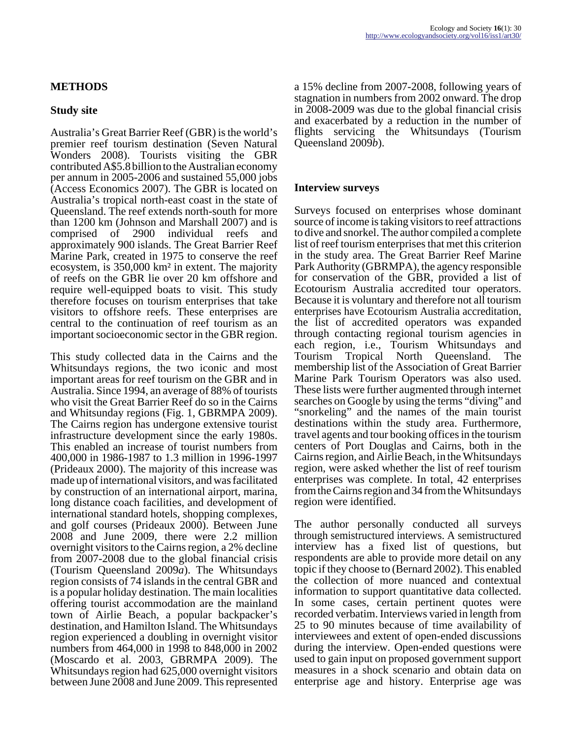## METHODS

### Study site

Australia's Great Barrier Reef (GBR) is the world's premier reef tourism destination (Seven Natural Wonders 2008). Tourists visiting the GBR contributed A$5.8 billion to the Australian economy per annum in 2005-2006 and sustained 55,000 jobs (Access Economics 2007). The GBR is located on Australia's tropical north-east coast in the state of Queensland. The reef extends north-south for more than 1200 km (Johnson and Marshall 2007) and is comprised of 2900 individual reefs and approximately 900 islands. The Great Barrier Reef Marine Park, created in 1975 to conserve the reef ecosystem, is 350,000 km² in extent. The majority of reefs on the GBR lie over 20 km offshore and require well-equipped boats to visit. This study therefore focuses on tourism enterprises that take visitors to offshore reefs. These enterprises are central to the continuation of reef tourism as an important socioeconomic sector in the GBR region.

This study collected data in the Cairns and the Whitsundays regions, the two iconic and most important areas for reef tourism on the GBR and in Australia. Since 1994, an average of 88% of tourists who visit the Great Barrier Reef do so in the Cairns and Whitsunday regions (Fig. 1, GBRMPA 2009). The Cairns region has undergone extensive tourist infrastructure development since the early 1980s. This enabled an increase of tourist numbers from 400,000 in 1986-1987 to 1.3 million in 1996-1997 (Prideaux 2000). The majority of this increase was made up of international visitors, and was facilitated by construction of an international airport, marina, long distance coach facilities, and development of international standard hotels, shopping complexes, and golf courses (Prideaux 2000). Between June 2008 and June 2009, there were 2.2 million overnight visitors to the Cairns region, a 2% decline from 2007-2008 due to the global financial crisis (Tourism Queensland 2009*a*). The Whitsundays region consists of 74 islands in the central GBR and is a popular holiday destination. The main localities offering tourist accommodation are the mainland town of Airlie Beach, a popular backpacker's destination, and Hamilton Island. The Whitsundays region experienced a doubling in overnight visitor numbers from 464,000 in 1998 to 848,000 in 2002 (Moscardo et al. 2003, GBRMPA 2009). The Whitsundays region had 625,000 overnight visitors between June 2008 and June 2009. This represented a 15% decline from 2007-2008, following years of stagnation in numbers from 2002 onward. The drop in 2008-2009 was due to the global financial crisis and exacerbated by a reduction in the number of flights servicing the Whitsundays (Tourism Queensland 2009*b*).

### Interview surveys

Surveys focused on enterprises whose dominant source of income is taking visitors to reef attractions to dive and snorkel. The author compiled a complete list of reef tourism enterprises that met this criterion in the study area. The Great Barrier Reef Marine Park Authority (GBRMPA), the agency responsible for conservation of the GBR, provided a list of Ecotourism Australia accredited tour operators. Because it is voluntary and therefore not all tourism enterprises have Ecotourism Australia accreditation, the list of accredited operators was expanded through contacting regional tourism agencies in each region, i.e., Tourism Whitsundays and Tourism Tropical North Queensland. The membership list of the Association of Great Barrier Marine Park Tourism Operators was also used. These lists were further augmented through internet searches on Google by using the terms "diving" and "snorkeling" and the names of the main tourist destinations within the study area. Furthermore, travel agents and tour booking offices in the tourism centers of Port Douglas and Cairns, both in the Cairns region, and Airlie Beach, in the Whitsundays region, were asked whether the list of reef tourism enterprises was complete. In total, 42 enterprises from the Cairns region and 34 from the Whitsundays region were identified.

The author personally conducted all surveys through semistructured interviews. A semistructured interview has a fixed list of questions, but respondents are able to provide more detail on any topic if they choose to (Bernard 2002). This enabled the collection of more nuanced and contextual information to support quantitative data collected. In some cases, certain pertinent quotes were recorded verbatim. Interviews varied in length from 25 to 90 minutes because of time availability of interviewees and extent of open-ended discussions during the interview. Open-ended questions were used to gain input on proposed government support measures in a shock scenario and obtain data on enterprise age and history. Enterprise age was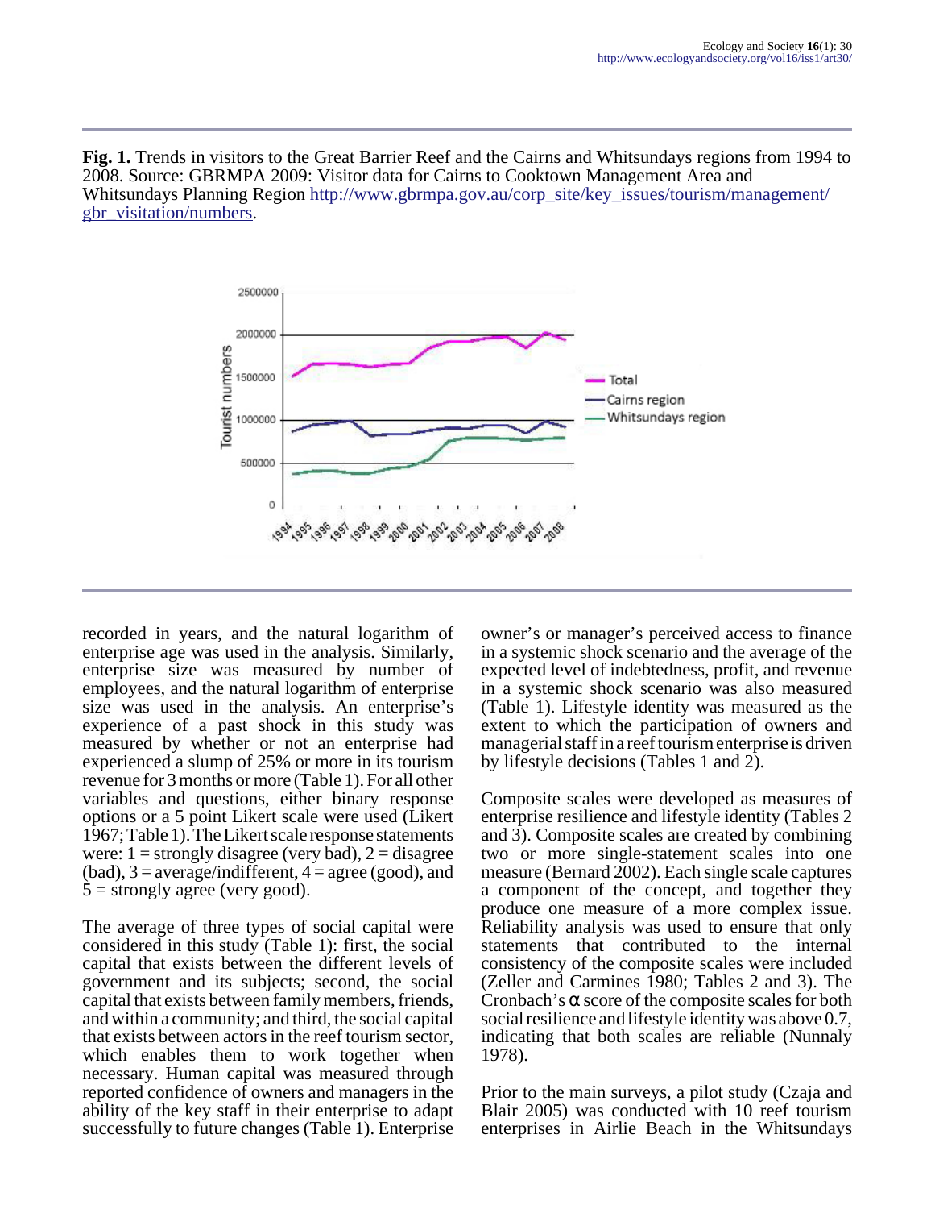**Fig. 1.** Trends in visitors to the Great Barrier Reef and the Cairns and Whitsundays regions from 1994 to 2008. Source: GBRMPA 2009: Visitor data for Cairns to Cooktown Management Area and Whitsundays Planning Region http://www.gbrmpa.gov.au/corp_site/key_issues/tourism/management/gbr_visitation/numbers.

recorded in years, and the natural logarithm of enterprise age was used in the analysis. Similarly, enterprise size was measured by number of employees, and the natural logarithm of enterprise size was used in the analysis. An enterprise's experience of a past shock in this study was measured by whether or not an enterprise had experienced a slump of 25% or more in its tourism revenue for 3 months or more (Table 1). For all other variables and questions, either binary response options or a 5 point Likert scale were used (Likert 1967; Table 1). The Likert scale response statements were: 1 = strongly disagree (very bad), 2 = disagree (bad), 3 = average/indifferent, 4 = agree (good), and 5 = strongly agree (very good).

The average of three types of social capital were considered in this study (Table 1): first, the social capital that exists between the different levels of government and its subjects; second, the social capital that exists between family members, friends, and within a community; and third, the social capital that exists between actors in the reef tourism sector, which enables them to work together when necessary. Human capital was measured through reported confidence of owners and managers in the ability of the key staff in their enterprise to adapt successfully to future changes (Table 1). Enterprise owner's or manager's perceived access to finance in a systemic shock scenario and the average of the expected level of indebtedness, profit, and revenue in a systemic shock scenario was also measured (Table 1). Lifestyle identity was measured as the extent to which the participation of owners and managerial staff in a reef tourism enterprise is driven by lifestyle decisions (Tables 1 and 2).

Composite scales were developed as measures of enterprise resilience and lifestyle identity (Tables 2 and 3). Composite scales are created by combining two or more single-statement scales into one measure (Bernard 2002). Each single scale captures a component of the concept, and together they produce one measure of a more complex issue. Reliability analysis was used to ensure that only statements that contributed to the internal consistency of the composite scales were included (Zeller and Carmines 1980; Tables 2 and 3). The Cronbach's $\alpha$ score of the composite scales for both social resilience and lifestyle identity was above 0.7, indicating that both scales are reliable (Nunnaly 1978).

Prior to the main surveys, a pilot study (Czaja and Blair 2005) was conducted with 10 reef tourism enterprises in Airlie Beach in the Whitsundays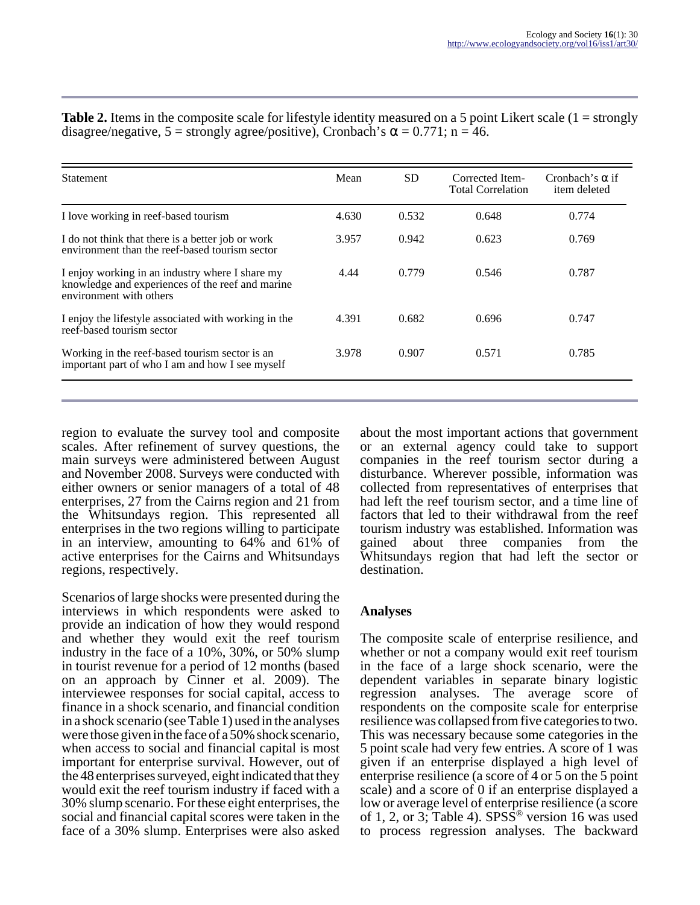**Table 2.** Items in the composite scale for lifestyle identity measured on a 5 point Likert scale (1 = strongly disagree/negative, 5 = strongly agree/positive), Cronbach's α = 0.771; n = 46.

| Statement | Mean | SD | Corrected Item-Total Correlation | Cronbach's α if item deleted |
|---|---|---|---|---|
| I love working in reef-based tourism | 4.630 | 0.532 | 0.648 | 0.774 |
| I do not think that there is a better job or work environment than the reef-based tourism sector | 3.957 | 0.942 | 0.623 | 0.769 |
| I enjoy working in an industry where I share my knowledge and experiences of the reef and marine environment with others | 4.44 | 0.779 | 0.546 | 0.787 |
| I enjoy the lifestyle associated with working in the reef-based tourism sector | 4.391 | 0.682 | 0.696 | 0.747 |
| Working in the reef-based tourism sector is an important part of who I am and how I see myself | 3.978 | 0.907 | 0.571 | 0.785 |

region to evaluate the survey tool and composite scales. After refinement of survey questions, the main surveys were administered between August and November 2008. Surveys were conducted with either owners or senior managers of a total of 48 enterprises, 27 from the Cairns region and 21 from the Whitsundays region. This represented all enterprises in the two regions willing to participate in an interview, amounting to 64% and 61% of active enterprises for the Cairns and Whitsundays regions, respectively.

Scenarios of large shocks were presented during the interviews in which respondents were asked to provide an indication of how they would respond and whether they would exit the reef tourism industry in the face of a 10%, 30%, or 50% slump in tourist revenue for a period of 12 months (based on an approach by Cinner et al. 2009). The interviewee responses for social capital, access to finance in a shock scenario, and financial condition in a shock scenario (see Table 1) used in the analyses were those given in the face of a 50% shock scenario, when access to social and financial capital is most important for enterprise survival. However, out of the 48 enterprises surveyed, eight indicated that they would exit the reef tourism industry if faced with a 30% slump scenario. For these eight enterprises, the social and financial capital scores were taken in the face of a 30% slump. Enterprises were also asked about the most important actions that government or an external agency could take to support companies in the reef tourism sector during a disturbance. Wherever possible, information was collected from representatives of enterprises that had left the reef tourism sector, and a time line of factors that led to their withdrawal from the reef tourism industry was established. Information was gained about three companies from the Whitsundays region that had left the sector or destination.

### Analyses

The composite scale of enterprise resilience, and whether or not a company would exit reef tourism in the face of a large shock scenario, were the dependent variables in separate binary logistic regression analyses. The average score of respondents on the composite scale for enterprise resilience was collapsed from five categories to two. This was necessary because some categories in the 5 point scale had very few entries. A score of 1 was given if an enterprise displayed a high level of enterprise resilience (a score of 4 or 5 on the 5 point scale) and a score of 0 if an enterprise displayed a low or average level of enterprise resilience (a score of 1, 2, or 3; Table 4). SPSS® version 16 was used to process regression analyses. The backward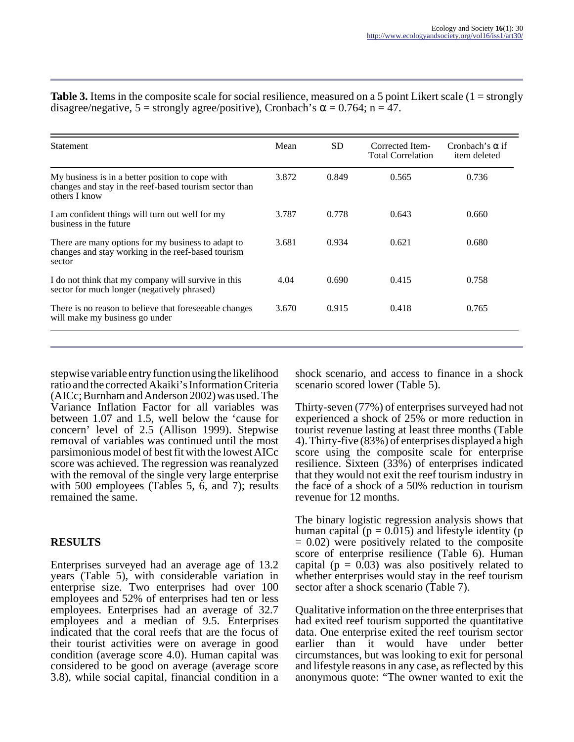**Table 3.** Items in the composite scale for social resilience, measured on a 5 point Likert scale (1 = strongly disagree/negative, 5 = strongly agree/positive), Cronbach's α = 0.764; n = 47.

| Statement | Mean | SD | Corrected Item-Total Correlation | Cronbach's α if item deleted |
|---|---|---|---|---|
| My business is in a better position to cope with changes and stay in the reef-based tourism sector than others I know | 3.872 | 0.849 | 0.565 | 0.736 |
| I am confident things will turn out well for my business in the future | 3.787 | 0.778 | 0.643 | 0.660 |
| There are many options for my business to adapt to changes and stay working in the reef-based tourism sector | 3.681 | 0.934 | 0.621 | 0.680 |
| I do not think that my company will survive in this sector for much longer (negatively phrased) | 4.04 | 0.690 | 0.415 | 0.758 |
| There is no reason to believe that foreseeable changes will make my business go under | 3.670 | 0.915 | 0.418 | 0.765 |

stepwise variable entry function using the likelihood ratio and the corrected Akaiki's Information Criteria (AICc; Burnham and Anderson 2002) was used. The Variance Inflation Factor for all variables was between 1.07 and 1.5, well below the 'cause for concern' level of 2.5 (Allison 1999). Stepwise removal of variables was continued until the most parsimonious model of best fit with the lowest AICc score was achieved. The regression was reanalyzed with the removal of the single very large enterprise with 500 employees (Tables 5, 6, and 7); results remained the same.

## RESULTS

Enterprises surveyed had an average age of 13.2 years (Table 5), with considerable variation in enterprise size. Two enterprises had over 100 employees and 52% of enterprises had ten or less employees. Enterprises had an average of 32.7 employees and a median of 9.5. Enterprises indicated that the coral reefs that are the focus of their tourist activities were on average in good condition (average score 4.0). Human capital was considered to be good on average (average score 3.8), while social capital, financial condition in a shock scenario, and access to finance in a shock scenario scored lower (Table 5).

Thirty-seven (77%) of enterprises surveyed had not experienced a shock of 25% or more reduction in tourist revenue lasting at least three months (Table 4). Thirty-five (83%) of enterprises displayed a high score using the composite scale for enterprise resilience. Sixteen (33%) of enterprises indicated that they would not exit the reef tourism industry in the face of a shock of a 50% reduction in tourism revenue for 12 months.

The binary logistic regression analysis shows that human capital ($p = 0.015$) and lifestyle identity ($p = 0.02$) were positively related to the composite score of enterprise resilience (Table 6). Human capital ($p = 0.03$) was also positively related to whether enterprises would stay in the reef tourism sector after a shock scenario (Table 7).

Qualitative information on the three enterprises that had exited reef tourism supported the quantitative data. One enterprise exited the reef tourism sector earlier than it would have under better circumstances, but was looking to exit for personal and lifestyle reasons in any case, as reflected by this anonymous quote: "The owner wanted to exit the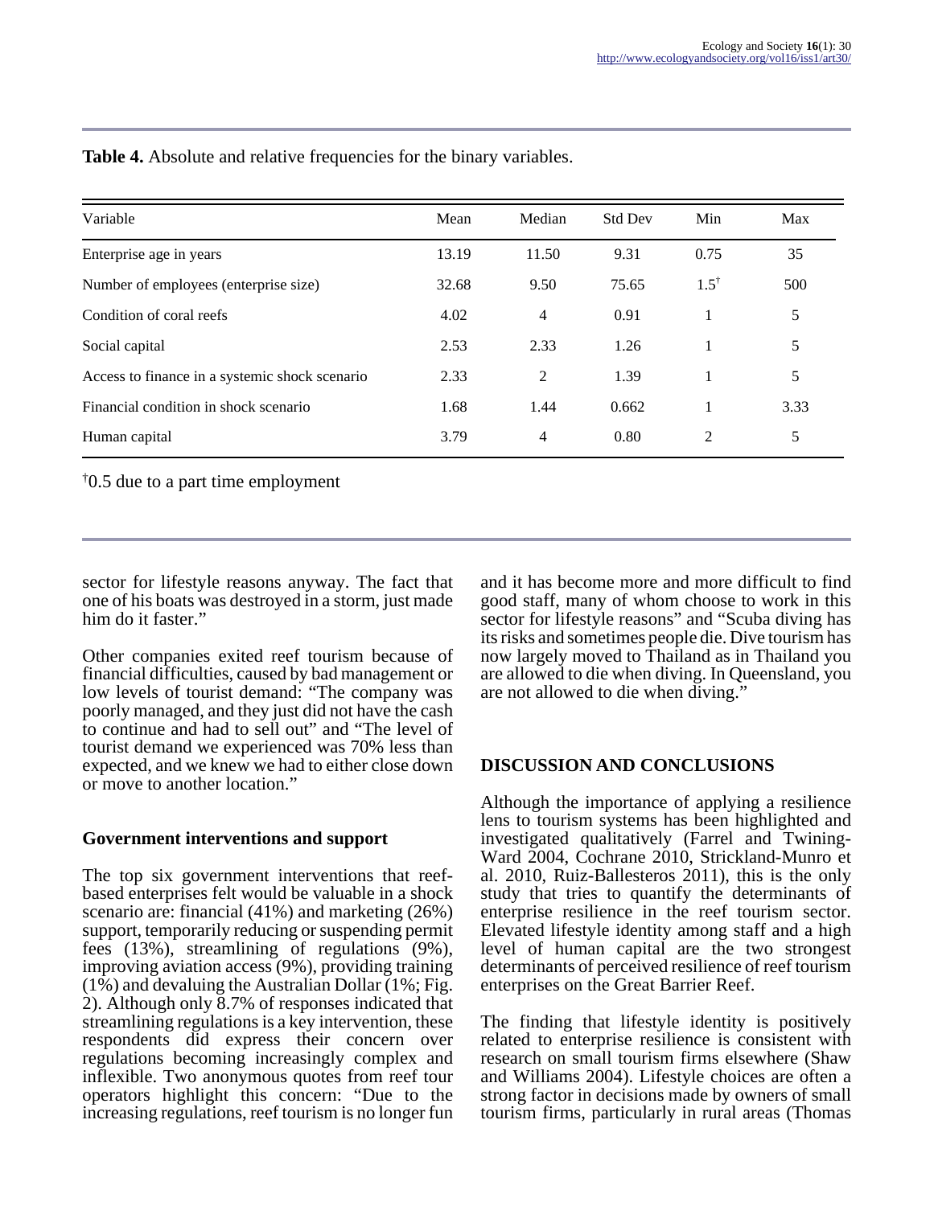**Table 4.** Absolute and relative frequencies for the binary variables.

| Variable | Mean | Median | Std Dev | Min | Max |
|---|---|---|---|---|---|
| Enterprise age in years | 13.19 | 11.50 | 9.31 | 0.75 | 35 |
| Number of employees (enterprise size) | 32.68 | 9.50 | 75.65 | 1.5[†] | 500 |
| Condition of coral reefs | 4.02 | 4 | 0.91 | 1 | 5 |
| Social capital | 2.53 | 2.33 | 1.26 | 1 | 5 |
| Access to finance in a systemic shock scenario | 2.33 | 2 | 1.39 | 1 | 5 |
| Financial condition in shock scenario | 1.68 | 1.44 | 0.662 | 1 | 3.33 |
| Human capital | 3.79 | 4 | 0.80 | 2 | 5 |

[†]0.5 due to a part time employment

sector for lifestyle reasons anyway. The fact that one of his boats was destroyed in a storm, just made him do it faster."

Other companies exited reef tourism because of financial difficulties, caused by bad management or low levels of tourist demand: "The company was poorly managed, and they just did not have the cash to continue and had to sell out" and "The level of tourist demand we experienced was 70% less than expected, and we knew we had to either close down or move to another location."

### Government interventions and support

The top six government interventions that reef-based enterprises felt would be valuable in a shock scenario are: financial (41%) and marketing (26%) support, temporarily reducing or suspending permit fees (13%), streamlining of regulations (9%), improving aviation access (9%), providing training (1%) and devaluing the Australian Dollar (1%; Fig. 2). Although only 8.7% of responses indicated that streamlining regulations is a key intervention, these respondents did express their concern over regulations becoming increasingly complex and inflexible. Two anonymous quotes from reef tour operators highlight this concern: "Due to the increasing regulations, reef tourism is no longer fun and it has become more and more difficult to find good staff, many of whom choose to work in this sector for lifestyle reasons" and "Scuba diving has its risks and sometimes people die. Dive tourism has now largely moved to Thailand as in Thailand you are allowed to die when diving. In Queensland, you are not allowed to die when diving."

## DISCUSSION AND CONCLUSIONS

Although the importance of applying a resilience lens to tourism systems has been highlighted and investigated qualitatively (Farrel and Twining-Ward 2004, Cochrane 2010, Strickland-Munro et al. 2010, Ruiz-Ballesteros 2011), this is the only study that tries to quantify the determinants of enterprise resilience in the reef tourism sector. Elevated lifestyle identity among staff and a high level of human capital are the two strongest determinants of perceived resilience of reef tourism enterprises on the Great Barrier Reef.

The finding that lifestyle identity is positively related to enterprise resilience is consistent with research on small tourism firms elsewhere (Shaw and Williams 2004). Lifestyle choices are often a strong factor in decisions made by owners of small tourism firms, particularly in rural areas (Thomas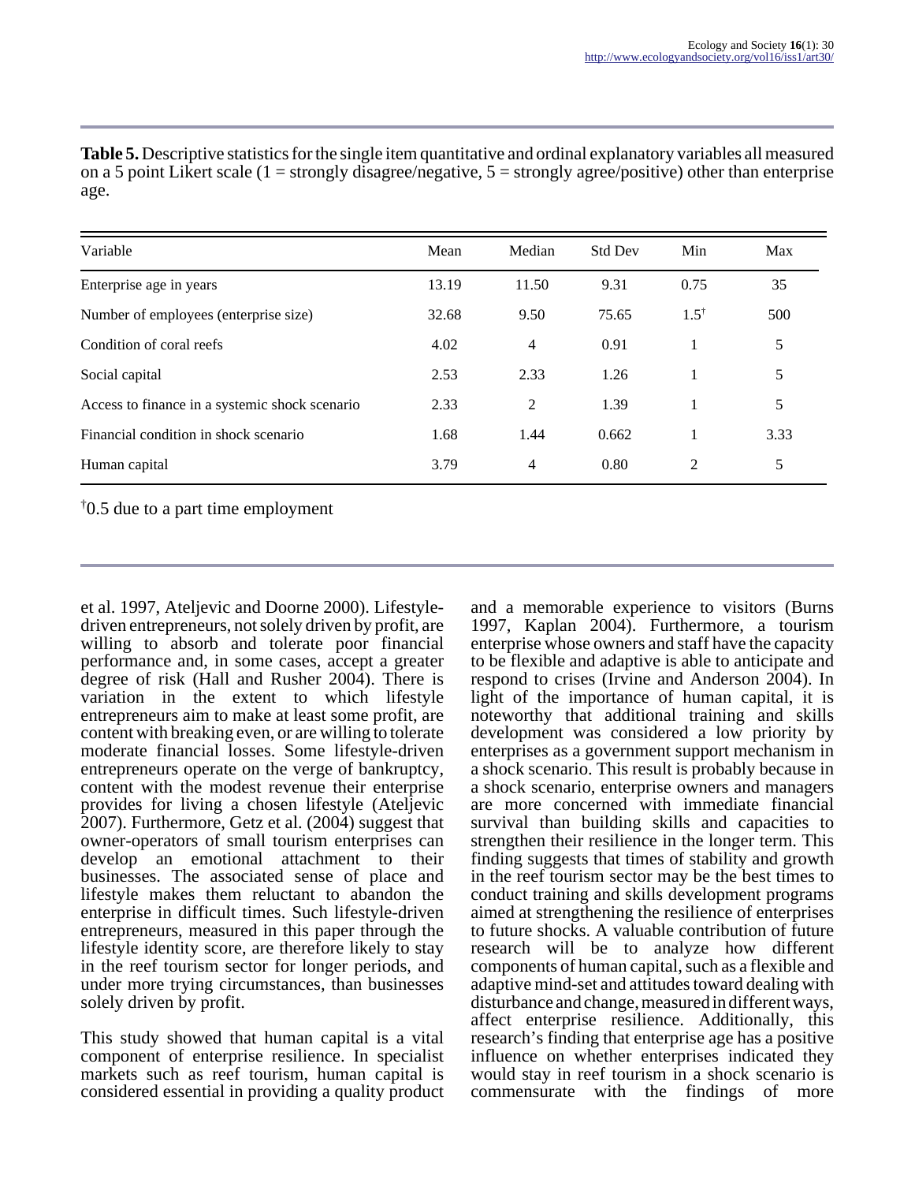**Table 5.** Descriptive statistics for the single item quantitative and ordinal explanatory variables all measured on a 5 point Likert scale (1 = strongly disagree/negative, 5 = strongly agree/positive) other than enterprise age.

| Variable | Mean | Median | Std Dev | Min | Max |
|---|---|---|---|---|---|
| Enterprise age in years | 13.19 | 11.50 | 9.31 | 0.75 | 35 |
| Number of employees (enterprise size) | 32.68 | 9.50 | 75.65 | 1.5[†] | 500 |
| Condition of coral reefs | 4.02 | 4 | 0.91 | 1 | 5 |
| Social capital | 2.53 | 2.33 | 1.26 | 1 | 5 |
| Access to finance in a systemic shock scenario | 2.33 | 2 | 1.39 | 1 | 5 |
| Financial condition in shock scenario | 1.68 | 1.44 | 0.662 | 1 | 3.33 |
| Human capital | 3.79 | 4 | 0.80 | 2 | 5 |

[†]0.5 due to a part time employment

et al. 1997, Ateljevic and Doorne 2000). Lifestyle-driven entrepreneurs, not solely driven by profit, are willing to absorb and tolerate poor financial performance and, in some cases, accept a greater degree of risk (Hall and Rusher 2004). There is variation in the extent to which lifestyle entrepreneurs aim to make at least some profit, are content with breaking even, or are willing to tolerate moderate financial losses. Some lifestyle-driven entrepreneurs operate on the verge of bankruptcy, content with the modest revenue their enterprise provides for living a chosen lifestyle (Ateljevic 2007). Furthermore, Getz et al. (2004) suggest that owner-operators of small tourism enterprises can develop an emotional attachment to their businesses. The associated sense of place and lifestyle makes them reluctant to abandon the enterprise in difficult times. Such lifestyle-driven entrepreneurs, measured in this paper through the lifestyle identity score, are therefore likely to stay in the reef tourism sector for longer periods, and under more trying circumstances, than businesses solely driven by profit.

This study showed that human capital is a vital component of enterprise resilience. In specialist markets such as reef tourism, human capital is considered essential in providing a quality product and a memorable experience to visitors (Burns 1997, Kaplan 2004). Furthermore, a tourism enterprise whose owners and staff have the capacity to be flexible and adaptive is able to anticipate and respond to crises (Irvine and Anderson 2004). In light of the importance of human capital, it is noteworthy that additional training and skills development was considered a low priority by enterprises as a government support mechanism in a shock scenario. This result is probably because in a shock scenario, enterprise owners and managers are more concerned with immediate financial survival than building skills and capacities to strengthen their resilience in the longer term. This finding suggests that times of stability and growth in the reef tourism sector may be the best times to conduct training and skills development programs aimed at strengthening the resilience of enterprises to future shocks. A valuable contribution of future research will be to analyze how different components of human capital, such as a flexible and adaptive mind-set and attitudes toward dealing with disturbance and change, measured in different ways, affect enterprise resilience. Additionally, this research's finding that enterprise age has a positive influence on whether enterprises indicated they would stay in reef tourism in a shock scenario is commensurate with the findings of more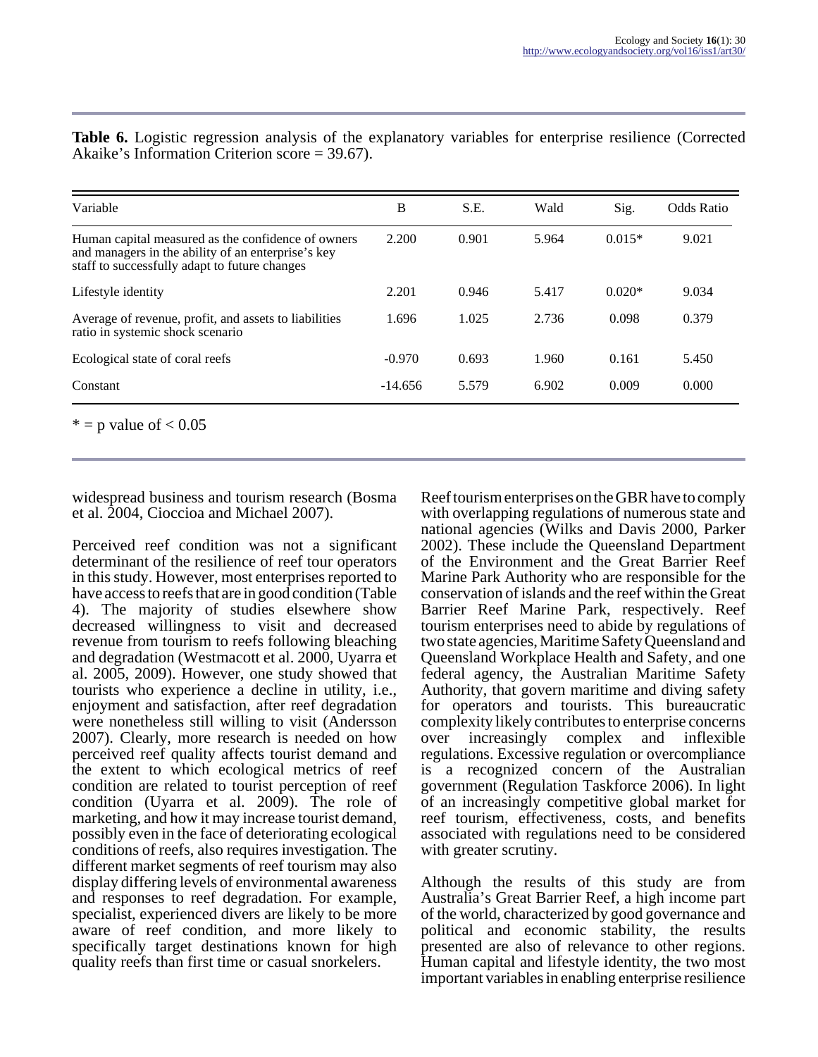**Table 6.** Logistic regression analysis of the explanatory variables for enterprise resilience (Corrected Akaike's Information Criterion score = 39.67).

| Variable | B | S.E. | Wald | Sig. | Odds Ratio |
|---|---|---|---|---|---|
| Human capital measured as the confidence of owners and managers in the ability of an enterprise's key staff to successfully adapt to future changes | 2.200 | 0.901 | 5.964 | 0.015* | 9.021 |
| Lifestyle identity | 2.201 | 0.946 | 5.417 | 0.020* | 9.034 |
| Average of revenue, profit, and assets to liabilities ratio in systemic shock scenario | 1.696 | 1.025 | 2.736 | 0.098 | 0.379 |
| Ecological state of coral reefs | -0.970 | 0.693 | 1.960 | 0.161 | 5.450 |
| Constant | -14.656 | 5.579 | 6.902 | 0.009 | 0.000 |

* = p value of < 0.05

widespread business and tourism research (Bosma et al. 2004, Cioccioa and Michael 2007).

Perceived reef condition was not a significant determinant of the resilience of reef tour operators in this study. However, most enterprises reported to have access to reefs that are in good condition (Table 4). The majority of studies elsewhere show decreased willingness to visit and decreased revenue from tourism to reefs following bleaching and degradation (Westmacott et al. 2000, Uyarra et al. 2005, 2009). However, one study showed that tourists who experience a decline in utility, i.e., enjoyment and satisfaction, after reef degradation were nonetheless still willing to visit (Andersson 2007). Clearly, more research is needed on how perceived reef quality affects tourist demand and the extent to which ecological metrics of reef condition are related to tourist perception of reef condition (Uyarra et al. 2009). The role of marketing, and how it may increase tourist demand, possibly even in the face of deteriorating ecological conditions of reefs, also requires investigation. The different market segments of reef tourism may also display differing levels of environmental awareness and responses to reef degradation. For example, specialist, experienced divers are likely to be more aware of reef condition, and more likely to specifically target destinations known for high quality reefs than first time or casual snorkelers.

Reef tourism enterprises on the GBR have to comply with overlapping regulations of numerous state and national agencies (Wilks and Davis 2000, Parker 2002). These include the Queensland Department of the Environment and the Great Barrier Reef Marine Park Authority who are responsible for the conservation of islands and the reef within the Great Barrier Reef Marine Park, respectively. Reef tourism enterprises need to abide by regulations of two state agencies, Maritime Safety Queensland and Queensland Workplace Health and Safety, and one federal agency, the Australian Maritime Safety Authority, that govern maritime and diving safety for operators and tourists. This bureaucratic complexity likely contributes to enterprise concerns over increasingly complex and inflexible regulations. Excessive regulation or overcompliance is a recognized concern of the Australian government (Regulation Taskforce 2006). In light of an increasingly competitive global market for reef tourism, effectiveness, costs, and benefits associated with regulations need to be considered with greater scrutiny.

Although the results of this study are from Australia's Great Barrier Reef, a high income part of the world, characterized by good governance and political and economic stability, the results presented are also of relevance to other regions. Human capital and lifestyle identity, the two most important variables in enabling enterprise resilience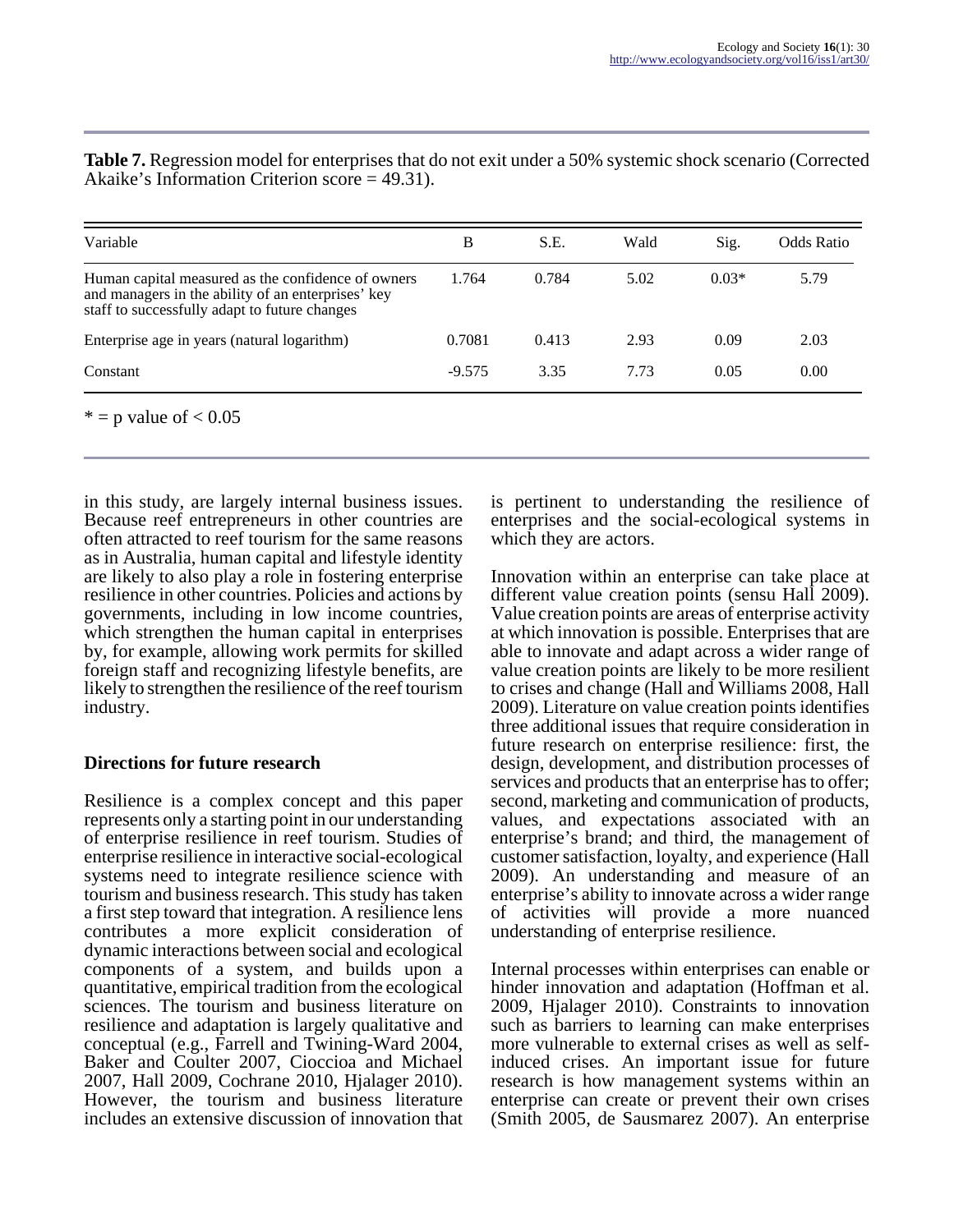**Table 7.** Regression model for enterprises that do not exit under a 50% systemic shock scenario (Corrected Akaike's Information Criterion score = 49.31).

| Variable | B | S.E. | Wald | Sig. | Odds Ratio |
|---|---|---|---|---|---|
| Human capital measured as the confidence of owners and managers in the ability of an enterprises' key staff to successfully adapt to future changes | 1.764 | 0.784 | 5.02 | 0.03* | 5.79 |
| Enterprise age in years (natural logarithm) | 0.7081 | 0.413 | 2.93 | 0.09 | 2.03 |
| Constant | -9.575 | 3.35 | 7.73 | 0.05 | 0.00 |

* = p value of < 0.05

in this study, are largely internal business issues. Because reef entrepreneurs in other countries are often attracted to reef tourism for the same reasons as in Australia, human capital and lifestyle identity are likely to also play a role in fostering enterprise resilience in other countries. Policies and actions by governments, including in low income countries, which strengthen the human capital in enterprises by, for example, allowing work permits for skilled foreign staff and recognizing lifestyle benefits, are likely to strengthen the resilience of the reef tourism industry.

### Directions for future research

Resilience is a complex concept and this paper represents only a starting point in our understanding of enterprise resilience in reef tourism. Studies of enterprise resilience in interactive social-ecological systems need to integrate resilience science with tourism and business research. This study has taken a first step toward that integration. A resilience lens contributes a more explicit consideration of dynamic interactions between social and ecological components of a system, and builds upon a quantitative, empirical tradition from the ecological sciences. The tourism and business literature on resilience and adaptation is largely qualitative and conceptual (e.g., Farrell and Twining-Ward 2004, Baker and Coulter 2007, Cioccioa and Michael 2007, Hall 2009, Cochrane 2010, Hjalager 2010). However, the tourism and business literature includes an extensive discussion of innovation that is pertinent to understanding the resilience of enterprises and the social-ecological systems in which they are actors.

Innovation within an enterprise can take place at different value creation points (sensu Hall 2009). Value creation points are areas of enterprise activity at which innovation is possible. Enterprises that are able to innovate and adapt across a wider range of value creation points are likely to be more resilient to crises and change (Hall and Williams 2008, Hall 2009). Literature on value creation points identifies three additional issues that require consideration in future research on enterprise resilience: first, the design, development, and distribution processes of services and products that an enterprise has to offer; second, marketing and communication of products, values, and expectations associated with an enterprise's brand; and third, the management of customer satisfaction, loyalty, and experience (Hall 2009). An understanding and measure of an enterprise's ability to innovate across a wider range of activities will provide a more nuanced understanding of enterprise resilience.

Internal processes within enterprises can enable or hinder innovation and adaptation (Hoffman et al. 2009, Hjalager 2010). Constraints to innovation such as barriers to learning can make enterprises more vulnerable to external crises as well as self-induced crises. An important issue for future research is how management systems within an enterprise can create or prevent their own crises (Smith 2005, de Sausmarez 2007). An enterprise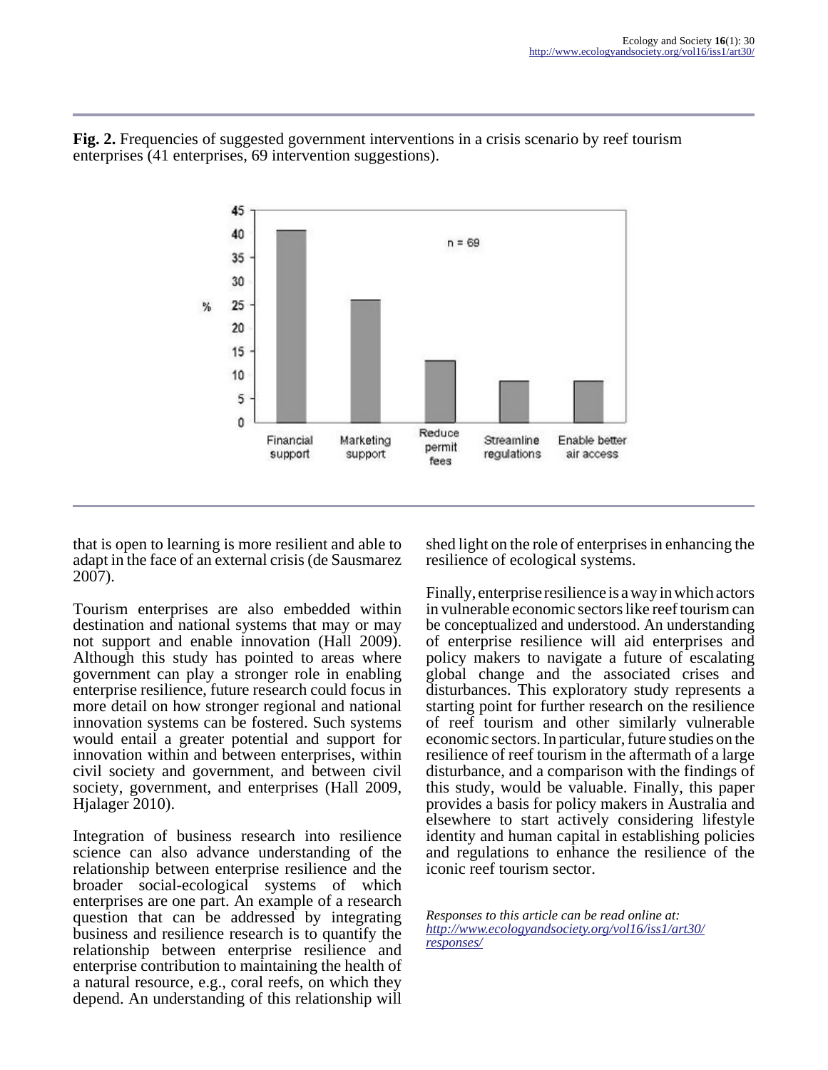**Fig. 2.** Frequencies of suggested government interventions in a crisis scenario by reef tourism enterprises (41 enterprises, 69 intervention suggestions).

that is open to learning is more resilient and able to adapt in the face of an external crisis (de Sausmarez 2007).

Tourism enterprises are also embedded within destination and national systems that may or may not support and enable innovation (Hall 2009). Although this study has pointed to areas where government can play a stronger role in enabling enterprise resilience, future research could focus in more detail on how stronger regional and national innovation systems can be fostered. Such systems would entail a greater potential and support for innovation within and between enterprises, within civil society and government, and between civil society, government, and enterprises (Hall 2009, Hjalager 2010).

Integration of business research into resilience science can also advance understanding of the relationship between enterprise resilience and the broader social-ecological systems of which enterprises are one part. An example of a research question that can be addressed by integrating business and resilience research is to quantify the relationship between enterprise resilience and enterprise contribution to maintaining the health of a natural resource, e.g., coral reefs, on which they depend. An understanding of this relationship will shed light on the role of enterprises in enhancing the resilience of ecological systems.

Finally, enterprise resilience is a way in which actors in vulnerable economic sectors like reef tourism can be conceptualized and understood. An understanding of enterprise resilience will aid enterprises and policy makers to navigate a future of escalating global change and the associated crises and disturbances. This exploratory study represents a starting point for further research on the resilience of reef tourism and other similarly vulnerable economic sectors. In particular, future studies on the resilience of reef tourism in the aftermath of a large disturbance, and a comparison with the findings of this study, would be valuable. Finally, this paper provides a basis for policy makers in Australia and elsewhere to start actively considering lifestyle identity and human capital in establishing policies and regulations to enhance the resilience of the iconic reef tourism sector.

*Responses to this article can be read online at:* *http://www.ecologyandsociety.org/vol16/iss1/art30/responses/*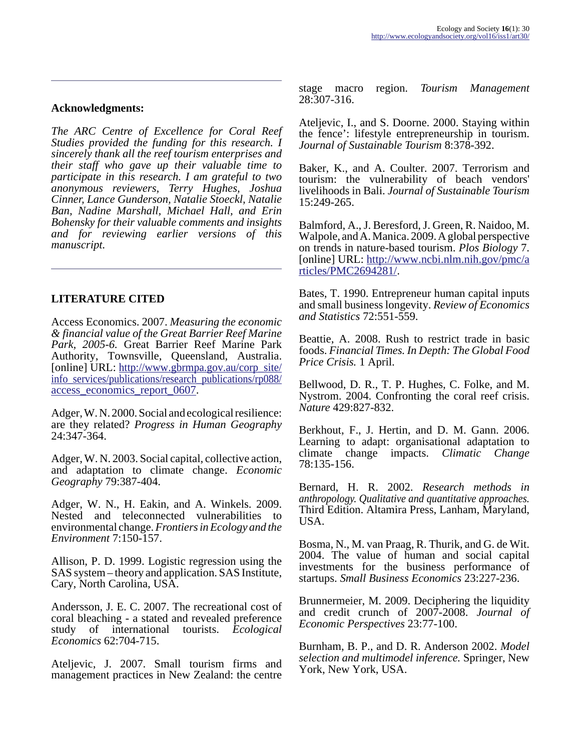## Acknowledgments:

*The ARC Centre of Excellence for Coral Reef Studies provided the funding for this research. I sincerely thank all the reef tourism enterprises and their staff who gave up their valuable time to participate in this research. I am grateful to two anonymous reviewers, Terry Hughes, Joshua Cinner, Lance Gunderson, Natalie Stoeckl, Natalie Ban, Nadine Marshall, Michael Hall, and Erin Bohensky for their valuable comments and insights and for reviewing earlier versions of this manuscript.*

## LITERATURE CITED

Access Economics. 2007. *Measuring the economic & financial value of the Great Barrier Reef Marine Park, 2005-6.* Great Barrier Reef Marine Park Authority, Townsville, Queensland, Australia. [online] URL: http://www.gbrmpa.gov.au/corp_site/info_services/publications/research_publications/rp088/access_economics_report_0607.

Adger, W. N. 2000. Social and ecological resilience: are they related? *Progress in Human Geography* 24:347-364.

Adger, W. N. 2003. Social capital, collective action, and adaptation to climate change. *Economic Geography* 79:387-404.

Adger, W. N., H. Eakin, and A. Winkels. 2009. Nested and teleconnected vulnerabilities to environmental change. *Frontiers in Ecology and the Environment* 7:150-157.

Allison, P. D. 1999. Logistic regression using the SAS system – theory and application. SAS Institute, Cary, North Carolina, USA.

Andersson, J. E. C. 2007. The recreational cost of coral bleaching - a stated and revealed preference study of international tourists. *Ecological Economics* 62:704-715.

Ateljevic, J. 2007. Small tourism firms and management practices in New Zealand: the centre stage macro region. *Tourism Management* 28:307-316.

Ateljevic, I., and S. Doorne. 2000. Staying within the fence': lifestyle entrepreneurship in tourism. *Journal of Sustainable Tourism* 8:378-392.

Baker, K., and A. Coulter. 2007. Terrorism and tourism: the vulnerability of beach vendors' livelihoods in Bali. *Journal of Sustainable Tourism* 15:249-265.

Balmford, A., J. Beresford, J. Green, R. Naidoo, M. Walpole, and A. Manica. 2009. A global perspective on trends in nature-based tourism. *Plos Biology* 7. [online] URL: http://www.ncbi.nlm.nih.gov/pmc/articles/PMC2694281/.

Bates, T. 1990. Entrepreneur human capital inputs and small business longevity. *Review of Economics and Statistics* 72:551-559.

Beattie, A. 2008. Rush to restrict trade in basic foods. *Financial Times. In Depth: The Global Food Price Crisis.* 1 April.

Bellwood, D. R., T. P. Hughes, C. Folke, and M. Nystrom. 2004. Confronting the coral reef crisis. *Nature* 429:827-832.

Berkhout, F., J. Hertin, and D. M. Gann. 2006. Learning to adapt: organisational adaptation to climate change impacts. *Climatic Change* 78:135-156.

Bernard, H. R. 2002. *Research methods in anthropology. Qualitative and quantitative approaches.* Third Edition. Altamira Press, Lanham, Maryland, USA.

Bosma, N., M. van Praag, R. Thurik, and G. de Wit. 2004. The value of human and social capital investments for the business performance of startups. *Small Business Economics* 23:227-236.

Brunnermeier, M. 2009. Deciphering the liquidity and credit crunch of 2007-2008. *Journal of Economic Perspectives* 23:77-100.

Burnham, B. P., and D. R. Anderson 2002. *Model selection and multimodel inference.* Springer, New York, New York, USA.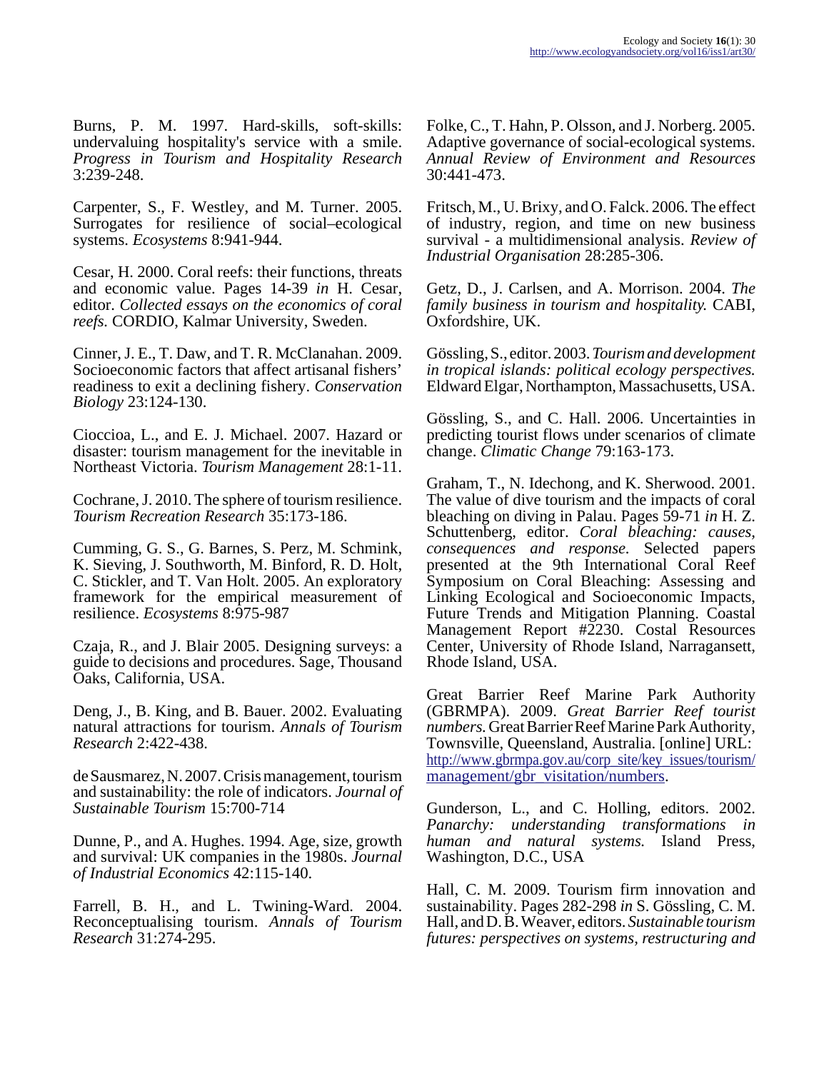Burns, P. M. 1997. Hard-skills, soft-skills: undervaluing hospitality's service with a smile. *Progress in Tourism and Hospitality Research* 3:239-248.

Carpenter, S., F. Westley, and M. Turner. 2005. Surrogates for resilience of social–ecological systems. *Ecosystems* 8:941-944.

Cesar, H. 2000. Coral reefs: their functions, threats and economic value. Pages 14-39 *in* H. Cesar, editor. *Collected essays on the economics of coral reefs.* CORDIO, Kalmar University, Sweden.

Cinner, J. E., T. Daw, and T. R. McClanahan. 2009. Socioeconomic factors that affect artisanal fishers' readiness to exit a declining fishery. *Conservation Biology* 23:124-130.

Cioccioa, L., and E. J. Michael. 2007. Hazard or disaster: tourism management for the inevitable in Northeast Victoria. *Tourism Management* 28:1-11.

Cochrane, J. 2010. The sphere of tourism resilience. *Tourism Recreation Research* 35:173-186.

Cumming, G. S., G. Barnes, S. Perz, M. Schmink, K. Sieving, J. Southworth, M. Binford, R. D. Holt, C. Stickler, and T. Van Holt. 2005. An exploratory framework for the empirical measurement of resilience. *Ecosystems* 8:975-987

Czaja, R., and J. Blair 2005. Designing surveys: a guide to decisions and procedures. Sage, Thousand Oaks, California, USA.

Deng, J., B. King, and B. Bauer. 2002. Evaluating natural attractions for tourism. *Annals of Tourism Research* 2:422-438.

de Sausmarez, N. 2007. Crisis management, tourism and sustainability: the role of indicators. *Journal of Sustainable Tourism* 15:700-714

Dunne, P., and A. Hughes. 1994. Age, size, growth and survival: UK companies in the 1980s. *Journal of Industrial Economics* 42:115-140.

Farrell, B. H., and L. Twining-Ward. 2004. Reconceptualising tourism. *Annals of Tourism Research* 31:274-295.

Folke, C., T. Hahn, P. Olsson, and J. Norberg. 2005. Adaptive governance of social-ecological systems. *Annual Review of Environment and Resources* 30:441-473.

Fritsch, M., U. Brixy, and O. Falck. 2006. The effect of industry, region, and time on new business survival - a multidimensional analysis. *Review of Industrial Organisation* 28:285-306.

Getz, D., J. Carlsen, and A. Morrison. 2004. *The family business in tourism and hospitality.* CABI, Oxfordshire, UK.

Gössling, S., editor. 2003. *Tourism and development in tropical islands: political ecology perspectives.* Eldward Elgar, Northampton, Massachusetts, USA.

Gössling, S., and C. Hall. 2006. Uncertainties in predicting tourist flows under scenarios of climate change. *Climatic Change* 79:163-173.

Graham, T., N. Idechong, and K. Sherwood. 2001. The value of dive tourism and the impacts of coral bleaching on diving in Palau. Pages 59-71 *in* H. Z. Schuttenberg, editor. *Coral bleaching: causes, consequences and response.* Selected papers presented at the 9th International Coral Reef Symposium on Coral Bleaching: Assessing and Linking Ecological and Socioeconomic Impacts, Future Trends and Mitigation Planning. Coastal Management Report #2230. Costal Resources Center, University of Rhode Island, Narragansett, Rhode Island, USA.

Great Barrier Reef Marine Park Authority (GBRMPA). 2009. *Great Barrier Reef tourist numbers.* Great Barrier Reef Marine Park Authority, Townsville, Queensland, Australia. [online] URL: http://www.gbrmpa.gov.au/corp_site/key_issues/tourism/management/gbr_visitation/numbers.

Gunderson, L., and C. Holling, editors. 2002. *Panarchy: understanding transformations in human and natural systems.* Island Press, Washington, D.C., USA

Hall, C. M. 2009. Tourism firm innovation and sustainability. Pages 282-298 *in* S. Gössling, C. M. Hall, and D. B. Weaver, editors. *Sustainable tourism futures: perspectives on systems, restructuring and*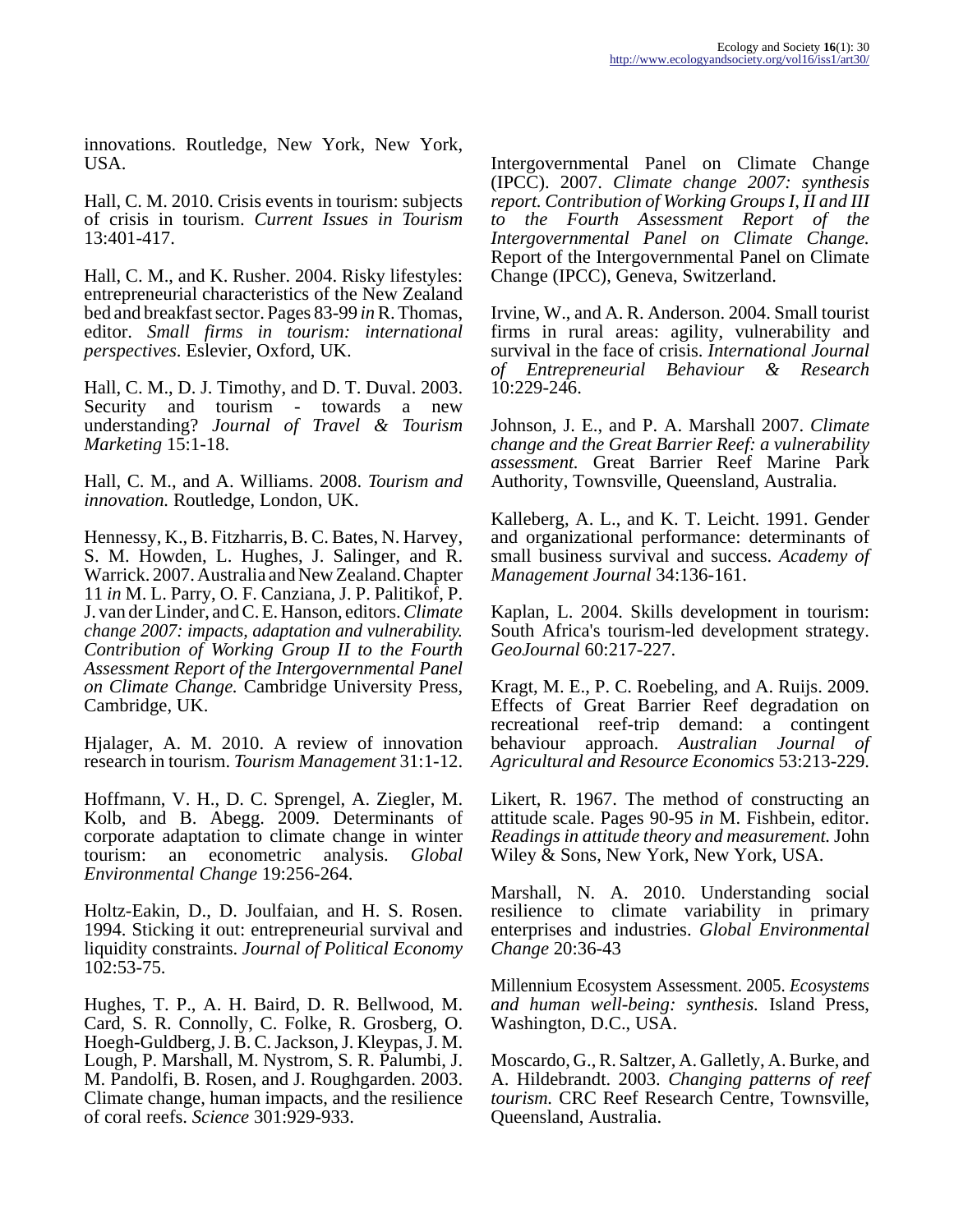innovations. Routledge, New York, New York, USA.

Hall, C. M. 2010. Crisis events in tourism: subjects of crisis in tourism. *Current Issues in Tourism* 13:401-417.

Hall, C. M., and K. Rusher. 2004. Risky lifestyles: entrepreneurial characteristics of the New Zealand bed and breakfast sector. Pages 83-99 *in* R. Thomas, editor. *Small firms in tourism: international perspectives*. Eslevier, Oxford, UK.

Hall, C. M., D. J. Timothy, and D. T. Duval. 2003. Security and tourism - towards a new understanding? *Journal of Travel & Tourism Marketing* 15:1-18.

Hall, C. M., and A. Williams. 2008. *Tourism and innovation.* Routledge, London, UK.

Hennessy, K., B. Fitzharris, B. C. Bates, N. Harvey, S. M. Howden, L. Hughes, J. Salinger, and R. Warrick. 2007. Australia and New Zealand. Chapter 11 *in* M. L. Parry, O. F. Canziana, J. P. Palitikof, P. J. van der Linder, and C. E. Hanson, editors. *Climate change 2007: impacts, adaptation and vulnerability. Contribution of Working Group II to the Fourth Assessment Report of the Intergovernmental Panel on Climate Change.* Cambridge University Press, Cambridge, UK.

Hjalager, A. M. 2010. A review of innovation research in tourism. *Tourism Management* 31:1-12.

Hoffmann, V. H., D. C. Sprengel, A. Ziegler, M. Kolb, and B. Abegg. 2009. Determinants of corporate adaptation to climate change in winter tourism: an econometric analysis. *Global Environmental Change* 19:256-264.

Holtz-Eakin, D., D. Joulfaian, and H. S. Rosen. 1994. Sticking it out: entrepreneurial survival and liquidity constraints. *Journal of Political Economy* 102:53-75.

Hughes, T. P., A. H. Baird, D. R. Bellwood, M. Card, S. R. Connolly, C. Folke, R. Grosberg, O. Hoegh-Guldberg, J. B. C. Jackson, J. Kleypas, J. M. Lough, P. Marshall, M. Nystrom, S. R. Palumbi, J. M. Pandolfi, B. Rosen, and J. Roughgarden. 2003. Climate change, human impacts, and the resilience of coral reefs. *Science* 301:929-933.

Intergovernmental Panel on Climate Change (IPCC). 2007. *Climate change 2007: synthesis report. Contribution of Working Groups I, II and III to the Fourth Assessment Report of the Intergovernmental Panel on Climate Change.* Report of the Intergovernmental Panel on Climate Change (IPCC), Geneva, Switzerland.

Irvine, W., and A. R. Anderson. 2004. Small tourist firms in rural areas: agility, vulnerability and survival in the face of crisis. *International Journal of Entrepreneurial Behaviour & Research* 10:229-246.

Johnson, J. E., and P. A. Marshall 2007. *Climate change and the Great Barrier Reef: a vulnerability assessment.* Great Barrier Reef Marine Park Authority, Townsville, Queensland, Australia.

Kalleberg, A. L., and K. T. Leicht. 1991. Gender and organizational performance: determinants of small business survival and success. *Academy of Management Journal* 34:136-161.

Kaplan, L. 2004. Skills development in tourism: South Africa's tourism-led development strategy. *GeoJournal* 60:217-227.

Kragt, M. E., P. C. Roebeling, and A. Ruijs. 2009. Effects of Great Barrier Reef degradation on recreational reef-trip demand: a contingent behaviour approach. *Australian Journal of Agricultural and Resource Economics* 53:213-229.

Likert, R. 1967. The method of constructing an attitude scale. Pages 90-95 *in* M. Fishbein, editor. *Readings in attitude theory and measurement.* John Wiley & Sons, New York, New York, USA.

Marshall, N. A. 2010. Understanding social resilience to climate variability in primary enterprises and industries. *Global Environmental Change* 20:36-43

Millennium Ecosystem Assessment. 2005. *Ecosystems and human well-being: synthesis.* Island Press, Washington, D.C., USA.

Moscardo, G., R. Saltzer, A. Galletly, A. Burke, and A. Hildebrandt. 2003. *Changing patterns of reef tourism.* CRC Reef Research Centre, Townsville, Queensland, Australia.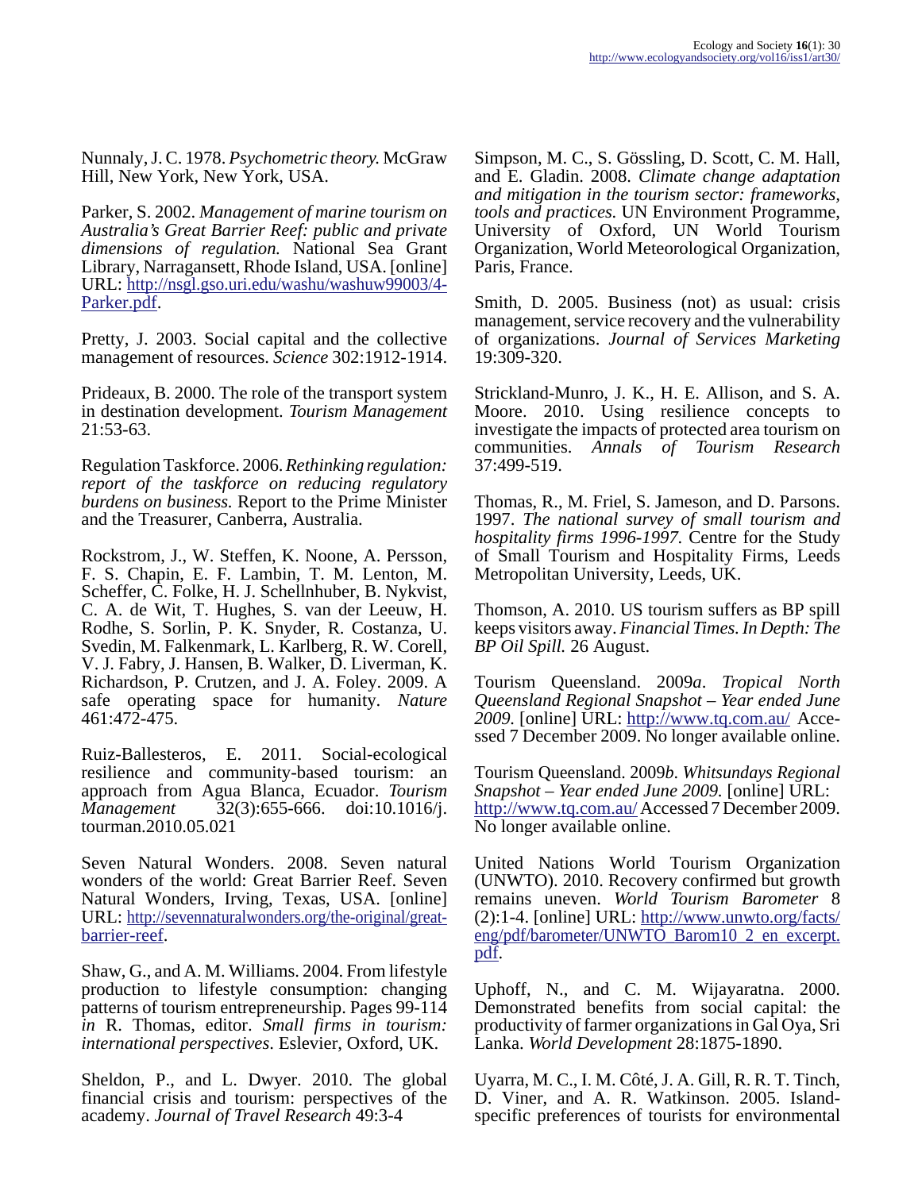Nunnaly, J. C. 1978. *Psychometric theory.* McGraw Hill, New York, New York, USA.

Parker, S. 2002. *Management of marine tourism on Australia's Great Barrier Reef: public and private dimensions of regulation.* National Sea Grant Library, Narragansett, Rhode Island, USA. [online] URL: http://nsgl.gso.uri.edu/washu/washuw99003/4-Parker.pdf.

Pretty, J. 2003. Social capital and the collective management of resources. *Science* 302:1912-1914.

Prideaux, B. 2000. The role of the transport system in destination development. *Tourism Management* 21:53-63.

Regulation Taskforce. 2006. *Rethinking regulation: report of the taskforce on reducing regulatory burdens on business.* Report to the Prime Minister and the Treasurer, Canberra, Australia.

Rockstrom, J., W. Steffen, K. Noone, A. Persson, F. S. Chapin, E. F. Lambin, T. M. Lenton, M. Scheffer, C. Folke, H. J. Schellnhuber, B. Nykvist, C. A. de Wit, T. Hughes, S. van der Leeuw, H. Rodhe, S. Sorlin, P. K. Snyder, R. Costanza, U. Svedin, M. Falkenmark, L. Karlberg, R. W. Corell, V. J. Fabry, J. Hansen, B. Walker, D. Liverman, K. Richardson, P. Crutzen, and J. A. Foley. 2009. A safe operating space for humanity. *Nature* 461:472-475.

Ruiz-Ballesteros, E. 2011. Social-ecological resilience and community-based tourism: an approach from Agua Blanca, Ecuador. *Tourism Management* 32(3):655-666. doi:10.1016/j.tourman.2010.05.021

Seven Natural Wonders. 2008. Seven natural wonders of the world: Great Barrier Reef. Seven Natural Wonders, Irving, Texas, USA. [online] URL: http://sevennaturalwonders.org/the-original/great-barrier-reef.

Shaw, G., and A. M. Williams. 2004. From lifestyle production to lifestyle consumption: changing patterns of tourism entrepreneurship. Pages 99-114 *in* R. Thomas, editor. *Small firms in tourism: international perspectives*. Eslevier, Oxford, UK.

Sheldon, P., and L. Dwyer. 2010. The global financial crisis and tourism: perspectives of the academy. *Journal of Travel Research* 49:3-4

Simpson, M. C., S. Gössling, D. Scott, C. M. Hall, and E. Gladin. 2008. *Climate change adaptation and mitigation in the tourism sector: frameworks, tools and practices.* UN Environment Programme, University of Oxford, UN World Tourism Organization, World Meteorological Organization, Paris, France.

Smith, D. 2005. Business (not) as usual: crisis management, service recovery and the vulnerability of organizations. *Journal of Services Marketing* 19:309-320.

Strickland-Munro, J. K., H. E. Allison, and S. A. Moore. 2010. Using resilience concepts to investigate the impacts of protected area tourism on communities. *Annals of Tourism Research* 37:499-519.

Thomas, R., M. Friel, S. Jameson, and D. Parsons. 1997. *The national survey of small tourism and hospitality firms 1996-1997.* Centre for the Study of Small Tourism and Hospitality Firms, Leeds Metropolitan University, Leeds, UK.

Thomson, A. 2010. US tourism suffers as BP spill keeps visitors away. *Financial Times. In Depth: The BP Oil Spill.* 26 August.

Tourism Queensland. 2009*a*. *Tropical North Queensland Regional Snapshot – Year ended June 2009.* [online] URL: http://www.tq.com.au/ Accessed 7 December 2009. No longer available online.

Tourism Queensland. 2009*b*. *Whitsundays Regional Snapshot – Year ended June 2009.* [online] URL: http://www.tq.com.au/ Accessed 7 December 2009. No longer available online.

United Nations World Tourism Organization (UNWTO). 2010. Recovery confirmed but growth remains uneven. *World Tourism Barometer* 8 (2):1-4. [online] URL: http://www.unwto.org/facts/eng/pdf/barometer/UNWTO_Barom10_2_en_excerpt.pdf.

Uphoff, N., and C. M. Wijayaratna. 2000. Demonstrated benefits from social capital: the productivity of farmer organizations in Gal Oya, Sri Lanka. *World Development* 28:1875-1890.

Uyarra, M. C., I. M. Côté, J. A. Gill, R. R. T. Tinch, D. Viner, and A. R. Watkinson. 2005. Island-specific preferences of tourists for environmental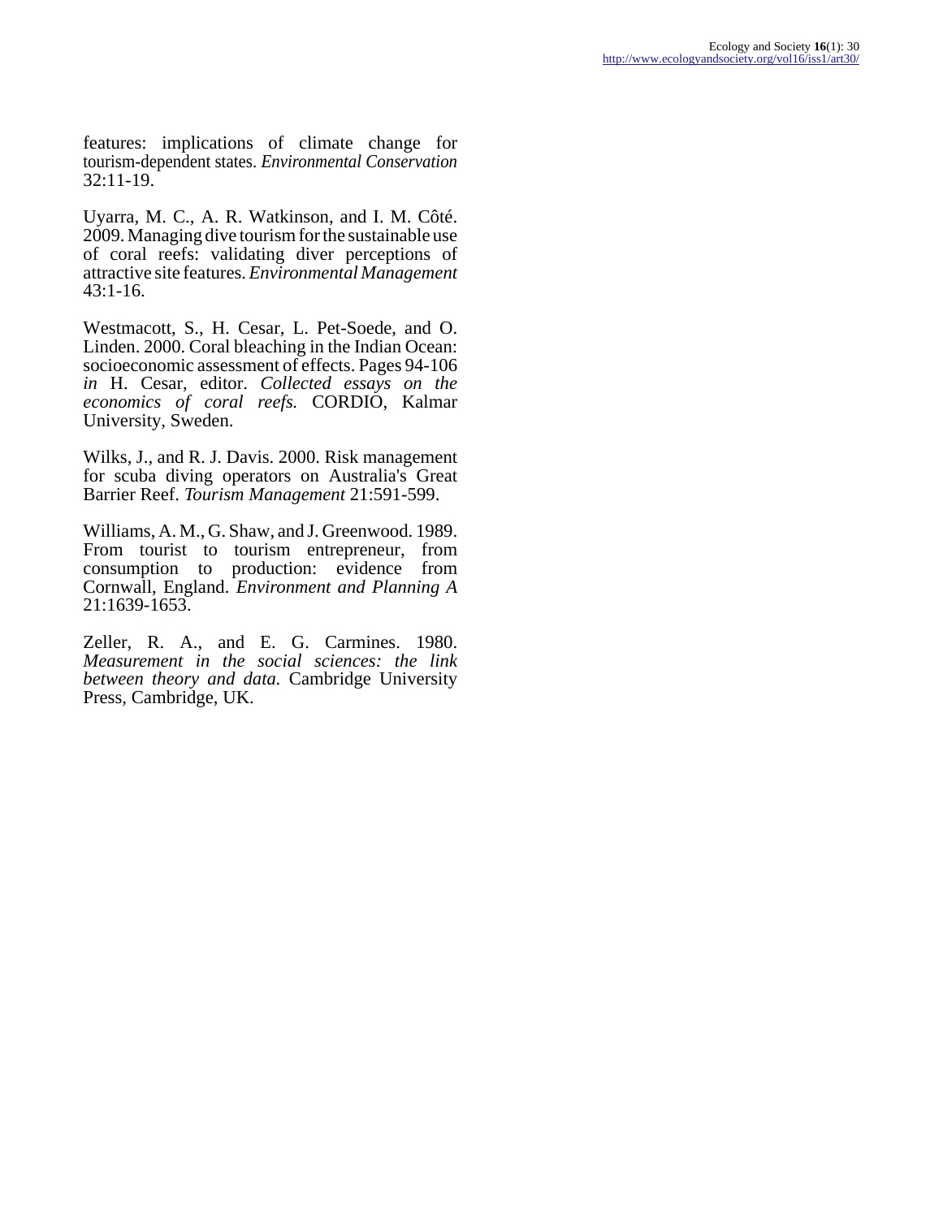features: implications of climate change for tourism-dependent states. *Environmental Conservation* 32:11-19.

Uyarra, M. C., A. R. Watkinson, and I. M. Côté. 2009. Managing dive tourism for the sustainable use of coral reefs: validating diver perceptions of attractive site features. *Environmental Management* 43:1-16.

Westmacott, S., H. Cesar, L. Pet-Soede, and O. Linden. 2000. Coral bleaching in the Indian Ocean: socioeconomic assessment of effects. Pages 94-106 *in* H. Cesar, editor. *Collected essays on the economics of coral reefs.* CORDIO, Kalmar University, Sweden.

Wilks, J., and R. J. Davis. 2000. Risk management for scuba diving operators on Australia's Great Barrier Reef. *Tourism Management* 21:591-599.

Williams, A. M., G. Shaw, and J. Greenwood. 1989. From tourist to tourism entrepreneur, from consumption to production: evidence from Cornwall, England. *Environment and Planning A* 21:1639-1653.

Zeller, R. A., and E. G. Carmines. 1980. *Measurement in the social sciences: the link between theory and data.* Cambridge University Press, Cambridge, UK.